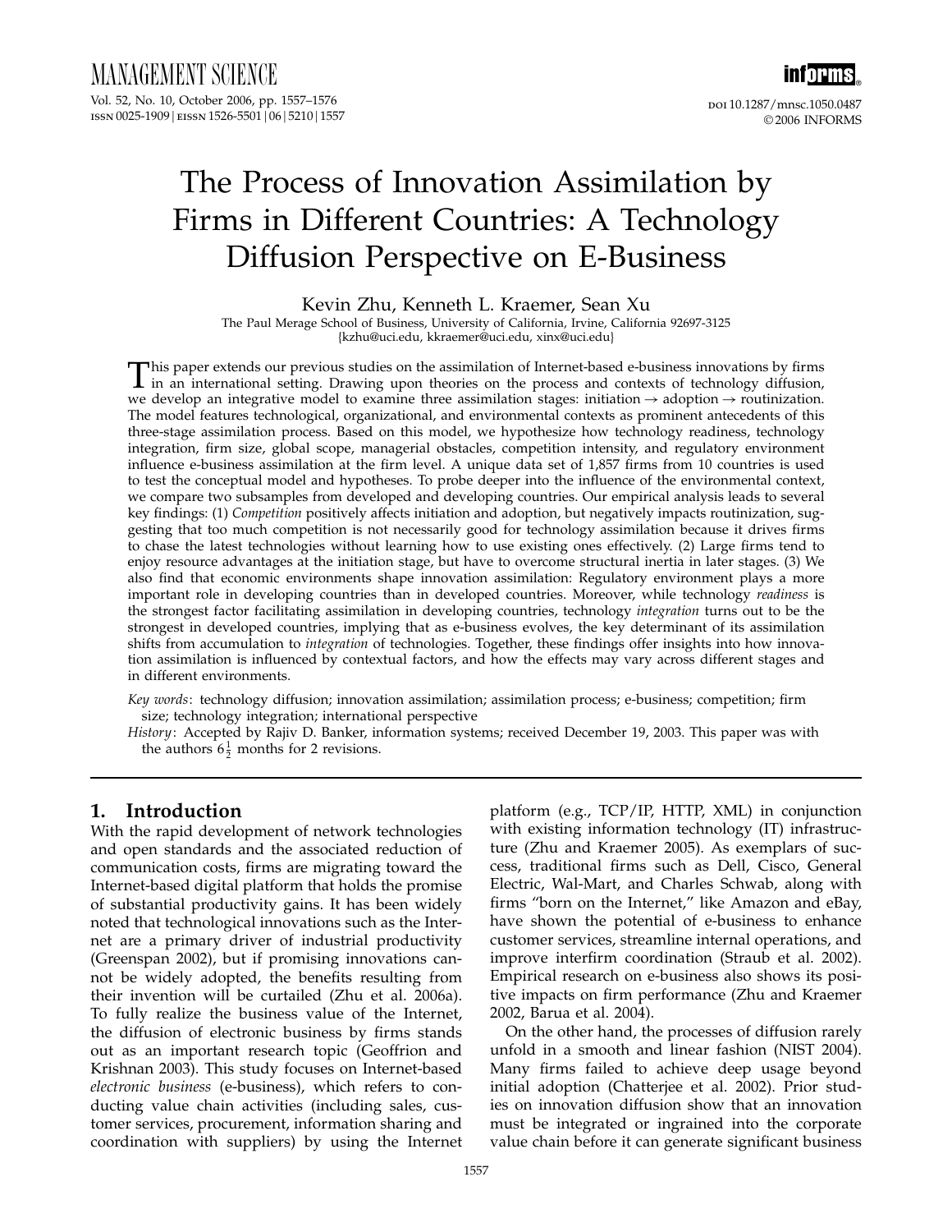# The Process of Innovation Assimilation by Firms in Different Countries: A Technology Diffusion Perspective on E-Business

Kevin Zhu, Kenneth L. Kraemer, Sean Xu

The Paul Merage School of Business, University of California, Irvine, California 92697-3125
{kzhu@uci.edu, kkraemer@uci.edu, xinx@uci.edu}

This paper extends our previous studies on the assimilation of Internet-based e-business innovations by firms in an international setting. Drawing upon theories on the process and contexts of technology diffusion, we develop an integrative model to examine three assimilation stages: initiation → adoption → routinization. The model features technological, organizational, and environmental contexts as prominent antecedents of this three-stage assimilation process. Based on this model, we hypothesize how technology readiness, technology integration, firm size, global scope, managerial obstacles, competition intensity, and regulatory environment influence e-business assimilation at the firm level. A unique data set of 1,857 firms from 10 countries is used to test the conceptual model and hypotheses. To probe deeper into the influence of the environmental context, we compare two subsamples from developed and developing countries. Our empirical analysis leads to several key findings: (1) *Competition* positively affects initiation and adoption, but negatively impacts routinization, suggesting that too much competition is not necessarily good for technology assimilation because it drives firms to chase the latest technologies without learning how to use existing ones effectively. (2) Large firms tend to enjoy resource advantages at the initiation stage, but have to overcome structural inertia in later stages. (3) We also find that economic environments shape innovation assimilation: Regulatory environment plays a more important role in developing countries than in developed countries. Moreover, while technology *readiness* is the strongest factor facilitating assimilation in developing countries, technology *integration* turns out to be the strongest in developed countries, implying that as e-business evolves, the key determinant of its assimilation shifts from accumulation to *integration* of technologies. Together, these findings offer insights into how innovation assimilation is influenced by contextual factors, and how the effects may vary across different stages and in different environments.

*Key words*: technology diffusion; innovation assimilation; assimilation process; e-business; competition; firm size; technology integration; international perspective

*History*: Accepted by Rajiv D. Banker, information systems; received December 19, 2003. This paper was with the authors $6\frac{1}{2}$ months for 2 revisions.

## 1. Introduction

With the rapid development of network technologies and open standards and the associated reduction of communication costs, firms are migrating toward the Internet-based digital platform that holds the promise of substantial productivity gains. It has been widely noted that technological innovations such as the Internet are a primary driver of industrial productivity (Greenspan 2002), but if promising innovations cannot be widely adopted, the benefits resulting from their invention will be curtailed (Zhu et al. 2006a). To fully realize the business value of the Internet, the diffusion of electronic business by firms stands out as an important research topic (Geoffrion and Krishnan 2003). This study focuses on Internet-based *electronic business* (e-business), which refers to conducting value chain activities (including sales, customer services, procurement, information sharing and coordination with suppliers) by using the Internet platform (e.g., TCP/IP, HTTP, XML) in conjunction with existing information technology (IT) infrastructure (Zhu and Kraemer 2005). As exemplars of success, traditional firms such as Dell, Cisco, General Electric, Wal-Mart, and Charles Schwab, along with firms "born on the Internet," like Amazon and eBay, have shown the potential of e-business to enhance customer services, streamline internal operations, and improve interfirm coordination (Straub et al. 2002). Empirical research on e-business also shows its positive impacts on firm performance (Zhu and Kraemer 2002, Barua et al. 2004).

On the other hand, the processes of diffusion rarely unfold in a smooth and linear fashion (NIST 2004). Many firms failed to achieve deep usage beyond initial adoption (Chatterjee et al. 2002). Prior studies on innovation diffusion show that an innovation must be integrated or ingrained into the corporate value chain before it can generate significant business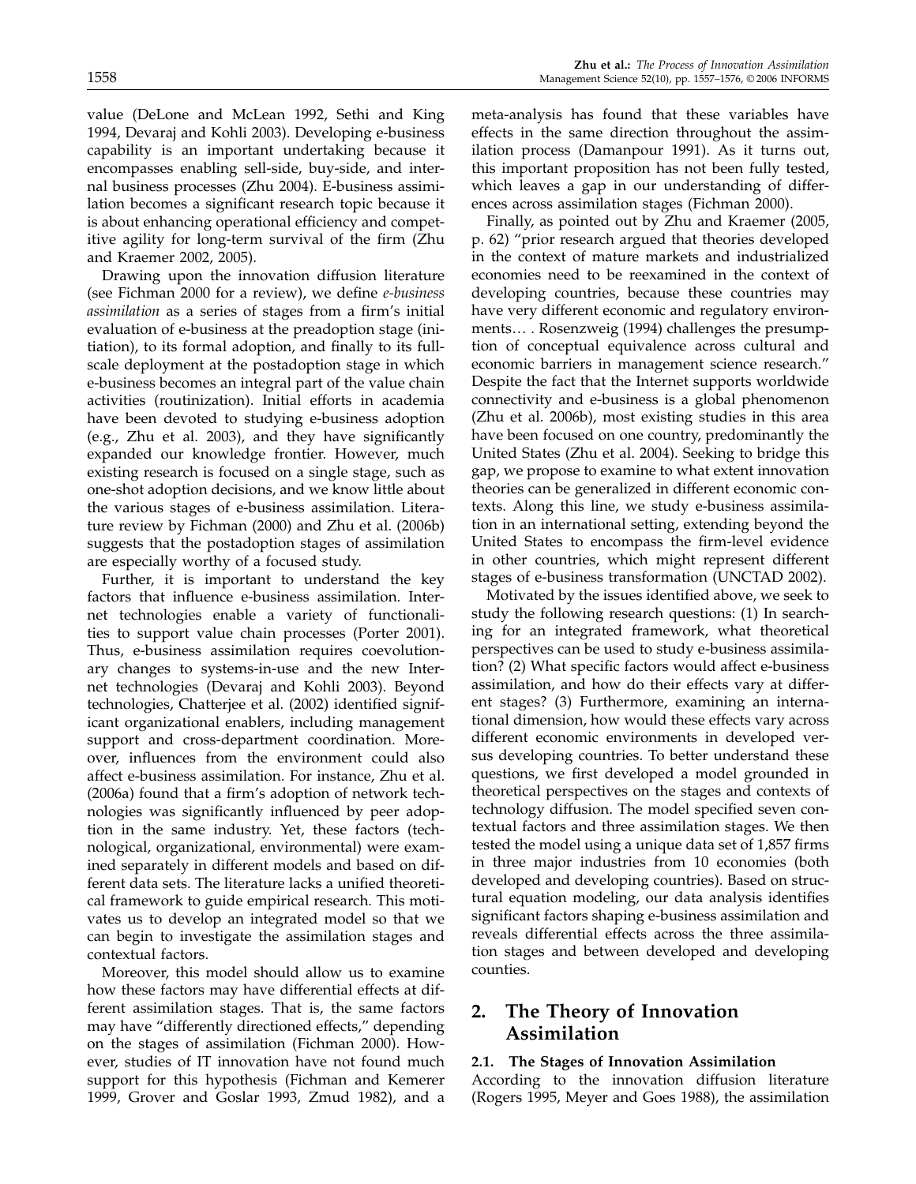value (DeLone and McLean 1992, Sethi and King 1994, Devaraj and Kohli 2003). Developing e-business capability is an important undertaking because it encompasses enabling sell-side, buy-side, and internal business processes (Zhu 2004). E-business assimilation becomes a significant research topic because it is about enhancing operational efficiency and competitive agility for long-term survival of the firm (Zhu and Kraemer 2002, 2005).

Drawing upon the innovation diffusion literature (see Fichman 2000 for a review), we define *e-business assimilation* as a series of stages from a firm's initial evaluation of e-business at the preadoption stage (initiation), to its formal adoption, and finally to its full-scale deployment at the postadoption stage in which e-business becomes an integral part of the value chain activities (routinization). Initial efforts in academia have been devoted to studying e-business adoption (e.g., Zhu et al. 2003), and they have significantly expanded our knowledge frontier. However, much existing research is focused on a single stage, such as one-shot adoption decisions, and we know little about the various stages of e-business assimilation. Literature review by Fichman (2000) and Zhu et al. (2006b) suggests that the postadoption stages of assimilation are especially worthy of a focused study.

Further, it is important to understand the key factors that influence e-business assimilation. Internet technologies enable a variety of functionalities to support value chain processes (Porter 2001). Thus, e-business assimilation requires coevolutionary changes to systems-in-use and the new Internet technologies (Devaraj and Kohli 2003). Beyond technologies, Chatterjee et al. (2002) identified significant organizational enablers, including management support and cross-department coordination. Moreover, influences from the environment could also affect e-business assimilation. For instance, Zhu et al. (2006a) found that a firm's adoption of network technologies was significantly influenced by peer adoption in the same industry. Yet, these factors (technological, organizational, environmental) were examined separately in different models and based on different data sets. The literature lacks a unified theoretical framework to guide empirical research. This motivates us to develop an integrated model so that we can begin to investigate the assimilation stages and contextual factors.

Moreover, this model should allow us to examine how these factors may have differential effects at different assimilation stages. That is, the same factors may have "differently directioned effects," depending on the stages of assimilation (Fichman 2000). However, studies of IT innovation have not found much support for this hypothesis (Fichman and Kemerer 1999, Grover and Goslar 1993, Zmud 1982), and a meta-analysis has found that these variables have effects in the same direction throughout the assimilation process (Damanpour 1991). As it turns out, this important proposition has not been fully tested, which leaves a gap in our understanding of differences across assimilation stages (Fichman 2000).

Finally, as pointed out by Zhu and Kraemer (2005, p. 62) "prior research argued that theories developed in the context of mature markets and industrialized economies need to be reexamined in the context of developing countries, because these countries may have very different economic and regulatory environments… . Rosenzweig (1994) challenges the presumption of conceptual equivalence across cultural and economic barriers in management science research." Despite the fact that the Internet supports worldwide connectivity and e-business is a global phenomenon (Zhu et al. 2006b), most existing studies in this area have been focused on one country, predominantly the United States (Zhu et al. 2004). Seeking to bridge this gap, we propose to examine to what extent innovation theories can be generalized in different economic contexts. Along this line, we study e-business assimilation in an international setting, extending beyond the United States to encompass the firm-level evidence in other countries, which might represent different stages of e-business transformation (UNCTAD 2002).

Motivated by the issues identified above, we seek to study the following research questions: (1) In searching for an integrated framework, what theoretical perspectives can be used to study e-business assimilation? (2) What specific factors would affect e-business assimilation, and how do their effects vary at different stages? (3) Furthermore, examining an international dimension, how would these effects vary across different economic environments in developed versus developing countries. To better understand these questions, we first developed a model grounded in theoretical perspectives on the stages and contexts of technology diffusion. The model specified seven contextual factors and three assimilation stages. We then tested the model using a unique data set of 1,857 firms in three major industries from 10 economies (both developed and developing countries). Based on structural equation modeling, our data analysis identifies significant factors shaping e-business assimilation and reveals differential effects across the three assimilation stages and between developed and developing counties.

## 2. The Theory of Innovation Assimilation

### 2.1. The Stages of Innovation Assimilation

According to the innovation diffusion literature (Rogers 1995, Meyer and Goes 1988), the assimilation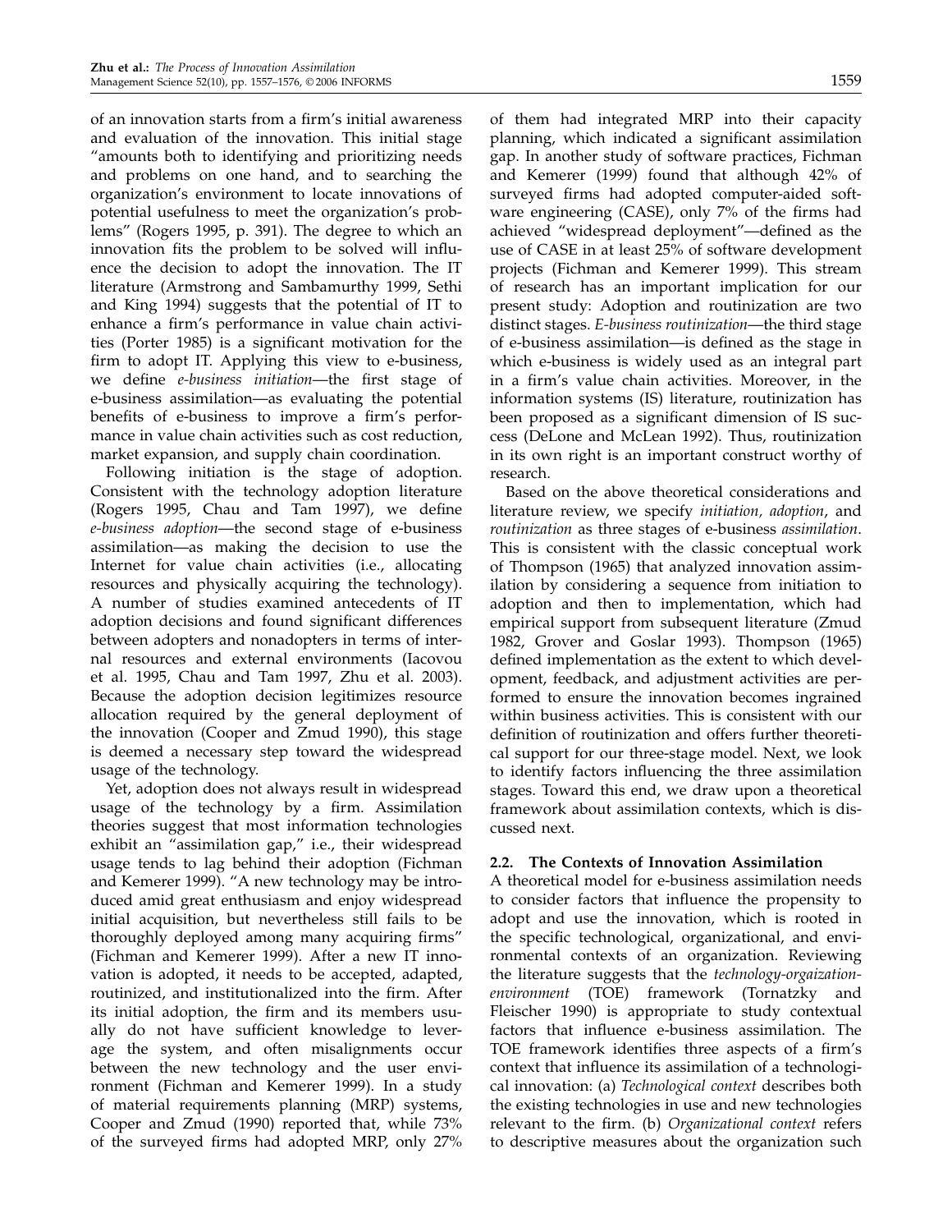of an innovation starts from a firm's initial awareness and evaluation of the innovation. This initial stage "amounts both to identifying and prioritizing needs and problems on one hand, and to searching the organization's environment to locate innovations of potential usefulness to meet the organization's problems" (Rogers 1995, p. 391). The degree to which an innovation fits the problem to be solved will influence the decision to adopt the innovation. The IT literature (Armstrong and Sambamurthy 1999, Sethi and King 1994) suggests that the potential of IT to enhance a firm's performance in value chain activities (Porter 1985) is a significant motivation for the firm to adopt IT. Applying this view to e-business, we define *e-business initiation*—the first stage of e-business assimilation—as evaluating the potential benefits of e-business to improve a firm's performance in value chain activities such as cost reduction, market expansion, and supply chain coordination.

Following initiation is the stage of adoption. Consistent with the technology adoption literature (Rogers 1995, Chau and Tam 1997), we define *e-business adoption*—the second stage of e-business assimilation—as making the decision to use the Internet for value chain activities (i.e., allocating resources and physically acquiring the technology). A number of studies examined antecedents of IT adoption decisions and found significant differences between adopters and nonadopters in terms of internal resources and external environments (Iacovou et al. 1995, Chau and Tam 1997, Zhu et al. 2003). Because the adoption decision legitimizes resource allocation required by the general deployment of the innovation (Cooper and Zmud 1990), this stage is deemed a necessary step toward the widespread usage of the technology.

Yet, adoption does not always result in widespread usage of the technology by a firm. Assimilation theories suggest that most information technologies exhibit an "assimilation gap," i.e., their widespread usage tends to lag behind their adoption (Fichman and Kemerer 1999). "A new technology may be introduced amid great enthusiasm and enjoy widespread initial acquisition, but nevertheless still fails to be thoroughly deployed among many acquiring firms" (Fichman and Kemerer 1999). After a new IT innovation is adopted, it needs to be accepted, adapted, routinized, and institutionalized into the firm. After its initial adoption, the firm and its members usually do not have sufficient knowledge to leverage the system, and often misalignments occur between the new technology and the user environment (Fichman and Kemerer 1999). In a study of material requirements planning (MRP) systems, Cooper and Zmud (1990) reported that, while 73% of the surveyed firms had adopted MRP, only 27% of them had integrated MRP into their capacity planning, which indicated a significant assimilation gap. In another study of software practices, Fichman and Kemerer (1999) found that although 42% of surveyed firms had adopted computer-aided software engineering (CASE), only 7% of the firms had achieved "widespread deployment"—defined as the use of CASE in at least 25% of software development projects (Fichman and Kemerer 1999). This stream of research has an important implication for our present study: Adoption and routinization are two distinct stages. *E-business routinization*—the third stage of e-business assimilation—is defined as the stage in which e-business is widely used as an integral part in a firm's value chain activities. Moreover, in the information systems (IS) literature, routinization has been proposed as a significant dimension of IS success (DeLone and McLean 1992). Thus, routinization in its own right is an important construct worthy of research.

Based on the above theoretical considerations and literature review, we specify *initiation, adoption*, and *routinization* as three stages of e-business *assimilation*. This is consistent with the classic conceptual work of Thompson (1965) that analyzed innovation assimilation by considering a sequence from initiation to adoption and then to implementation, which had empirical support from subsequent literature (Zmud 1982, Grover and Goslar 1993). Thompson (1965) defined implementation as the extent to which development, feedback, and adjustment activities are performed to ensure the innovation becomes ingrained within business activities. This is consistent with our definition of routinization and offers further theoretical support for our three-stage model. Next, we look to identify factors influencing the three assimilation stages. Toward this end, we draw upon a theoretical framework about assimilation contexts, which is discussed next.

### 2.2. The Contexts of Innovation Assimilation

A theoretical model for e-business assimilation needs to consider factors that influence the propensity to adopt and use the innovation, which is rooted in the specific technological, organizational, and environmental contexts of an organization. Reviewing the literature suggests that the *technology-orgaization-environment* (TOE) framework (Tornatzky and Fleischer 1990) is appropriate to study contextual factors that influence e-business assimilation. The TOE framework identifies three aspects of a firm's context that influence its assimilation of a technological innovation: (a) *Technological context* describes both the existing technologies in use and new technologies relevant to the firm. (b) *Organizational context* refers to descriptive measures about the organization such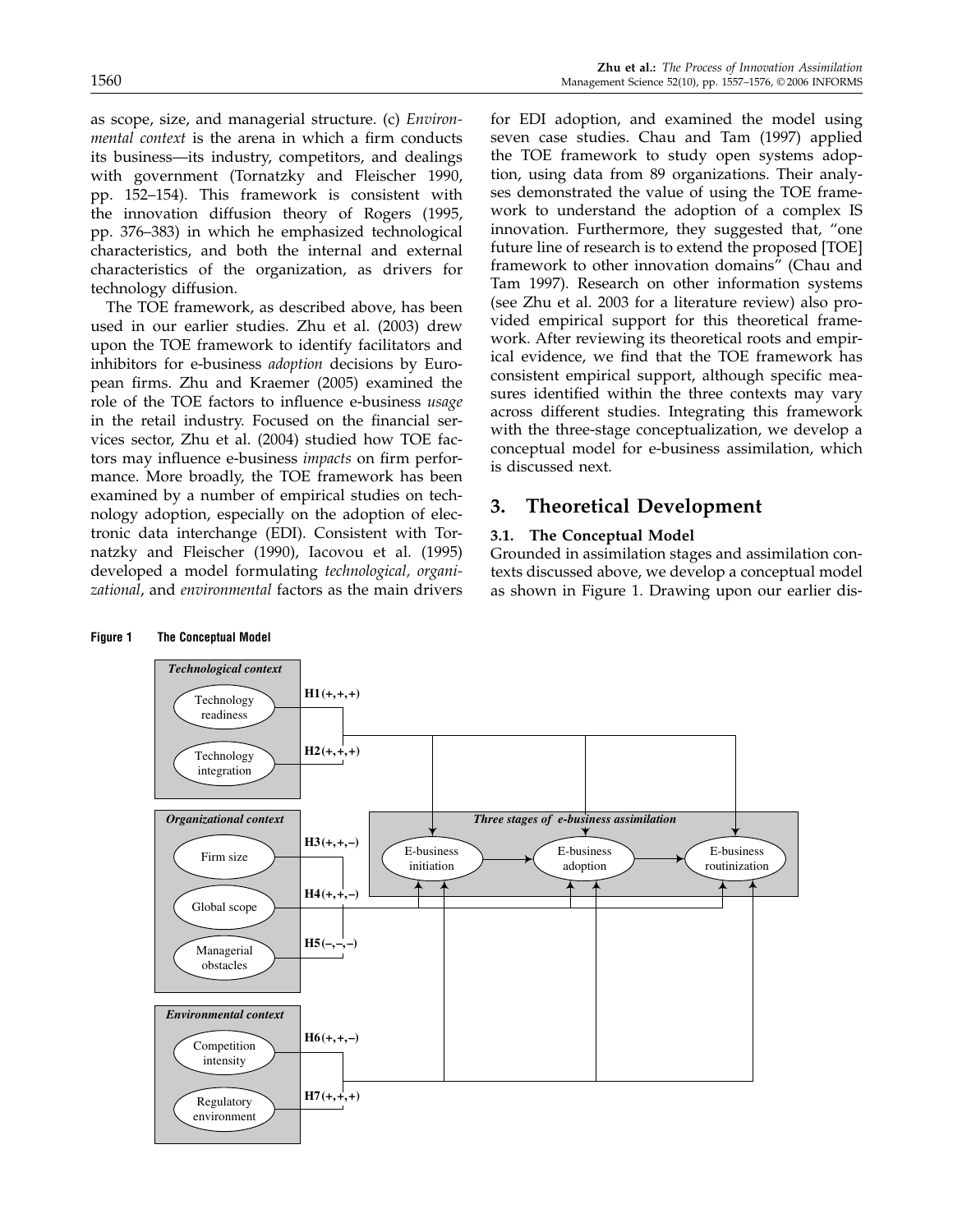as scope, size, and managerial structure. (c) *Environmental context* is the arena in which a firm conducts its business—its industry, competitors, and dealings with government (Tornatzky and Fleischer 1990, pp. 152–154). This framework is consistent with the innovation diffusion theory of Rogers (1995, pp. 376–383) in which he emphasized technological characteristics, and both the internal and external characteristics of the organization, as drivers for technology diffusion.

The TOE framework, as described above, has been used in our earlier studies. Zhu et al. (2003) drew upon the TOE framework to identify facilitators and inhibitors for e-business *adoption* decisions by European firms. Zhu and Kraemer (2005) examined the role of the TOE factors to influence e-business *usage* in the retail industry. Focused on the financial services sector, Zhu et al. (2004) studied how TOE factors may influence e-business *impacts* on firm performance. More broadly, the TOE framework has been examined by a number of empirical studies on technology adoption, especially on the adoption of electronic data interchange (EDI). Consistent with Tornatzky and Fleischer (1990), Iacovou et al. (1995) developed a model formulating *technological, organizational*, and *environmental* factors as the main drivers for EDI adoption, and examined the model using seven case studies. Chau and Tam (1997) applied the TOE framework to study open systems adoption, using data from 89 organizations. Their analyses demonstrated the value of using the TOE framework to understand the adoption of a complex IS innovation. Furthermore, they suggested that, "one future line of research is to extend the proposed [TOE] framework to other innovation domains" (Chau and Tam 1997). Research on other information systems (see Zhu et al. 2003 for a literature review) also provided empirical support for this theoretical framework. After reviewing its theoretical roots and empirical evidence, we find that the TOE framework has consistent empirical support, although specific measures identified within the three contexts may vary across different studies. Integrating this framework with the three-stage conceptualization, we develop a conceptual model for e-business assimilation, which is discussed next.

## 3. Theoretical Development

### 3.1. The Conceptual Model

Grounded in assimilation stages and assimilation contexts discussed above, we develop a conceptual model as shown in Figure 1. Drawing upon our earlier dis-

**Figure 1 The Conceptual Model**

*Technological context*: Technology readiness — H1(+,+,+); Technology integration — H2(+,+,+)

*Organizational context*: Firm size — H3(+,+,–); Global scope — H4(+,+,–); Managerial obstacles — H5(–,–,–)

*Environmental context*: Competition intensity — H6(+,+,–); Regulatory environment — H7(+,+,+)

*Three stages of e-business assimilation*: E-business initiation → E-business adoption → E-business routinization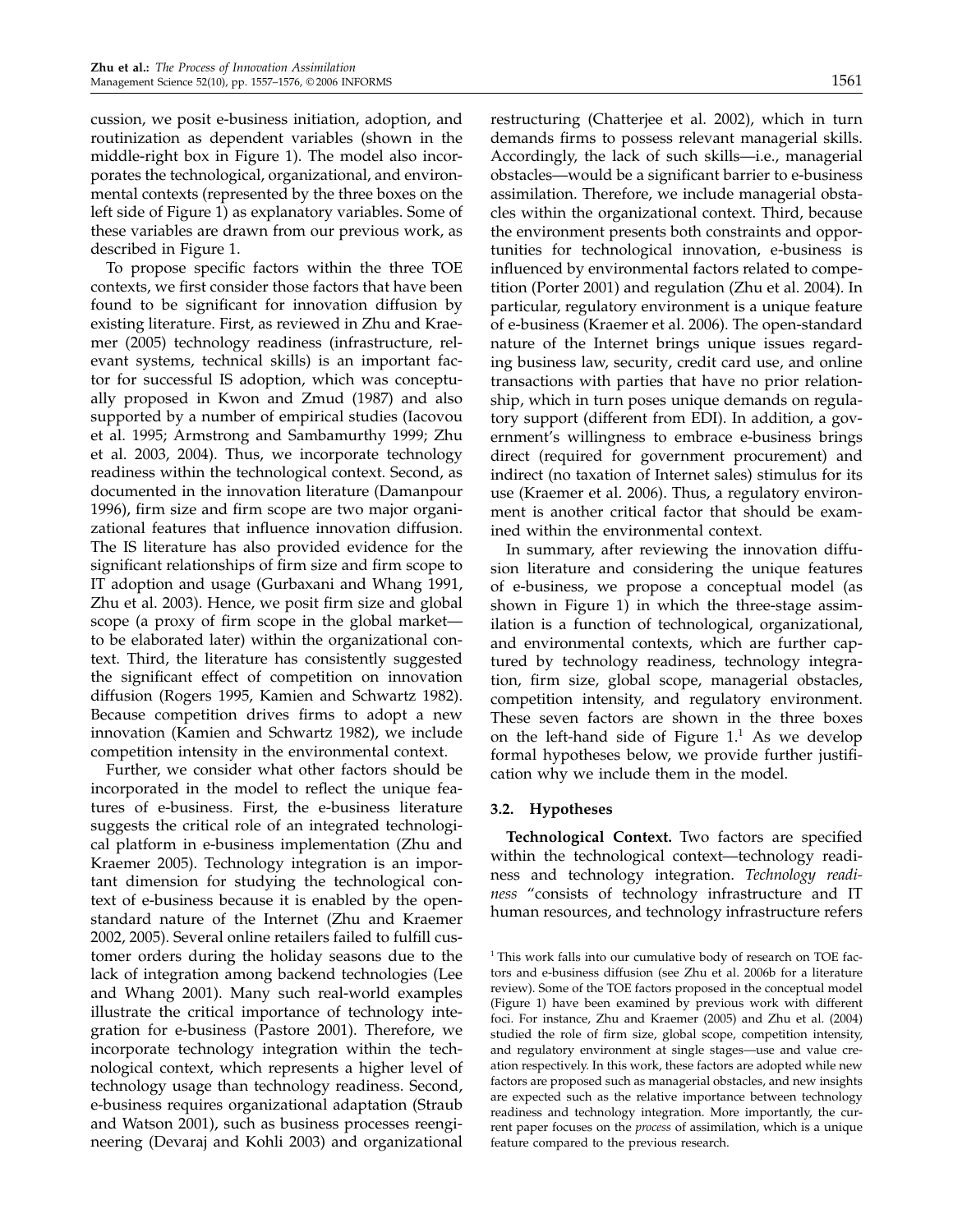cussion, we posit e-business initiation, adoption, and routinization as dependent variables (shown in the middle-right box in Figure 1). The model also incorporates the technological, organizational, and environmental contexts (represented by the three boxes on the left side of Figure 1) as explanatory variables. Some of these variables are drawn from our previous work, as described in Figure 1.

To propose specific factors within the three TOE contexts, we first consider those factors that have been found to be significant for innovation diffusion by existing literature. First, as reviewed in Zhu and Kraemer (2005) technology readiness (infrastructure, relevant systems, technical skills) is an important factor for successful IS adoption, which was conceptually proposed in Kwon and Zmud (1987) and also supported by a number of empirical studies (Iacovou et al. 1995; Armstrong and Sambamurthy 1999; Zhu et al. 2003, 2004). Thus, we incorporate technology readiness within the technological context. Second, as documented in the innovation literature (Damanpour 1996), firm size and firm scope are two major organizational features that influence innovation diffusion. The IS literature has also provided evidence for the significant relationships of firm size and firm scope to IT adoption and usage (Gurbaxani and Whang 1991, Zhu et al. 2003). Hence, we posit firm size and global scope (a proxy of firm scope in the global market—to be elaborated later) within the organizational context. Third, the literature has consistently suggested the significant effect of competition on innovation diffusion (Rogers 1995, Kamien and Schwartz 1982). Because competition drives firms to adopt a new innovation (Kamien and Schwartz 1982), we include competition intensity in the environmental context.

Further, we consider what other factors should be incorporated in the model to reflect the unique features of e-business. First, the e-business literature suggests the critical role of an integrated technological platform in e-business implementation (Zhu and Kraemer 2005). Technology integration is an important dimension for studying the technological context of e-business because it is enabled by the open-standard nature of the Internet (Zhu and Kraemer 2002, 2005). Several online retailers failed to fulfill customer orders during the holiday seasons due to the lack of integration among backend technologies (Lee and Whang 2001). Many such real-world examples illustrate the critical importance of technology integration for e-business (Pastore 2001). Therefore, we incorporate technology integration within the technological context, which represents a higher level of technology usage than technology readiness. Second, e-business requires organizational adaptation (Straub and Watson 2001), such as business processes reengineering (Devaraj and Kohli 2003) and organizational restructuring (Chatterjee et al. 2002), which in turn demands firms to possess relevant managerial skills. Accordingly, the lack of such skills—i.e., managerial obstacles—would be a significant barrier to e-business assimilation. Therefore, we include managerial obstacles within the organizational context. Third, because the environment presents both constraints and opportunities for technological innovation, e-business is influenced by environmental factors related to competition (Porter 2001) and regulation (Zhu et al. 2004). In particular, regulatory environment is a unique feature of e-business (Kraemer et al. 2006). The open-standard nature of the Internet brings unique issues regarding business law, security, credit card use, and online transactions with parties that have no prior relationship, which in turn poses unique demands on regulatory support (different from EDI). In addition, a government's willingness to embrace e-business brings direct (required for government procurement) and indirect (no taxation of Internet sales) stimulus for its use (Kraemer et al. 2006). Thus, a regulatory environment is another critical factor that should be examined within the environmental context.

In summary, after reviewing the innovation diffusion literature and considering the unique features of e-business, we propose a conceptual model (as shown in Figure 1) in which the three-stage assimilation is a function of technological, organizational, and environmental contexts, which are further captured by technology readiness, technology integration, firm size, global scope, managerial obstacles, competition intensity, and regulatory environment. These seven factors are shown in the three boxes on the left-hand side of Figure 1.[1] As we develop formal hypotheses below, we provide further justification why we include them in the model.

### 3.2. Hypotheses

**Technological Context.** Two factors are specified within the technological context—technology readiness and technology integration. *Technology readiness* "consists of technology infrastructure and IT human resources, and technology infrastructure refers

[1] This work falls into our cumulative body of research on TOE factors and e-business diffusion (see Zhu et al. 2006b for a literature review). Some of the TOE factors proposed in the conceptual model (Figure 1) have been examined by previous work with different foci. For instance, Zhu and Kraemer (2005) and Zhu et al. (2004) studied the role of firm size, global scope, competition intensity, and regulatory environment at single stages—use and value creation respectively. In this work, these factors are adopted while new factors are proposed such as managerial obstacles, and new insights are expected such as the relative importance between technology readiness and technology integration. More importantly, the current paper focuses on the *process* of assimilation, which is a unique feature compared to the previous research.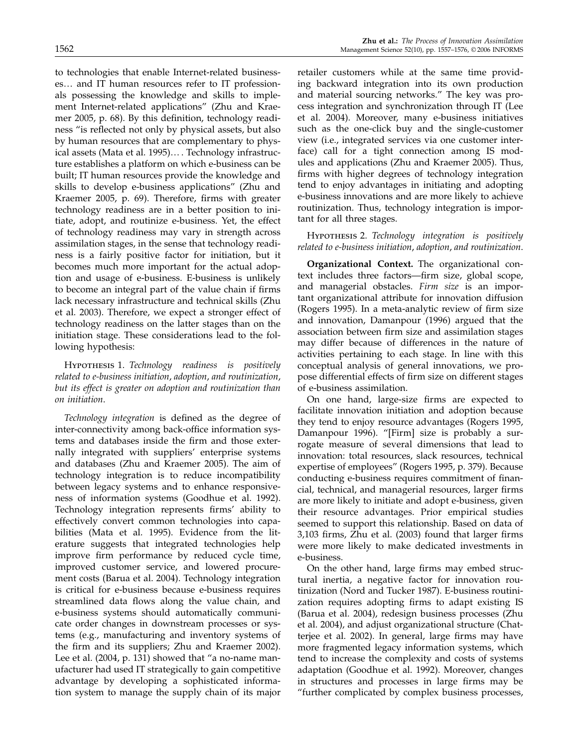to technologies that enable Internet-related businesses… and IT human resources refer to IT professionals possessing the knowledge and skills to implement Internet-related applications" (Zhu and Kraemer 2005, p. 68). By this definition, technology readiness "is reflected not only by physical assets, but also by human resources that are complementary to physical assets (Mata et al. 1995)… . Technology infrastructure establishes a platform on which e-business can be built; IT human resources provide the knowledge and skills to develop e-business applications" (Zhu and Kraemer 2005, p. 69). Therefore, firms with greater technology readiness are in a better position to initiate, adopt, and routinize e-business. Yet, the effect of technology readiness may vary in strength across assimilation stages, in the sense that technology readiness is a fairly positive factor for initiation, but it becomes much more important for the actual adoption and usage of e-business. E-business is unlikely to become an integral part of the value chain if firms lack necessary infrastructure and technical skills (Zhu et al. 2003). Therefore, we expect a stronger effect of technology readiness on the latter stages than on the initiation stage. These considerations lead to the following hypothesis:

Hypothesis 1. *Technology readiness is positively related to e-business initiation, adoption, and routinization, but its effect is greater on adoption and routinization than on initiation.*

*Technology integration* is defined as the degree of inter-connectivity among back-office information systems and databases inside the firm and those externally integrated with suppliers' enterprise systems and databases (Zhu and Kraemer 2005). The aim of technology integration is to reduce incompatibility between legacy systems and to enhance responsiveness of information systems (Goodhue et al. 1992). Technology integration represents firms' ability to effectively convert common technologies into capabilities (Mata et al. 1995). Evidence from the literature suggests that integrated technologies help improve firm performance by reduced cycle time, improved customer service, and lowered procurement costs (Barua et al. 2004). Technology integration is critical for e-business because e-business requires streamlined data flows along the value chain, and e-business systems should automatically communicate order changes in downstream processes or systems (e.g., manufacturing and inventory systems of the firm and its suppliers; Zhu and Kraemer 2002). Lee et al. (2004, p. 131) showed that "a no-name manufacturer had used IT strategically to gain competitive advantage by developing a sophisticated information system to manage the supply chain of its major retailer customers while at the same time providing backward integration into its own production and material sourcing networks." The key was process integration and synchronization through IT (Lee et al. 2004). Moreover, many e-business initiatives such as the one-click buy and the single-customer view (i.e., integrated services via one customer interface) call for a tight connection among IS modules and applications (Zhu and Kraemer 2005). Thus, firms with higher degrees of technology integration tend to enjoy advantages in initiating and adopting e-business innovations and are more likely to achieve routinization. Thus, technology integration is important for all three stages.

Hypothesis 2. *Technology integration is positively related to e-business initiation, adoption, and routinization.*

**Organizational Context.** The organizational context includes three factors—firm size, global scope, and managerial obstacles. *Firm size* is an important organizational attribute for innovation diffusion (Rogers 1995). In a meta-analytic review of firm size and innovation, Damanpour (1996) argued that the association between firm size and assimilation stages may differ because of differences in the nature of activities pertaining to each stage. In line with this conceptual analysis of general innovations, we propose differential effects of firm size on different stages of e-business assimilation.

On one hand, large-size firms are expected to facilitate innovation initiation and adoption because they tend to enjoy resource advantages (Rogers 1995, Damanpour 1996). "[Firm] size is probably a surrogate measure of several dimensions that lead to innovation: total resources, slack resources, technical expertise of employees" (Rogers 1995, p. 379). Because conducting e-business requires commitment of financial, technical, and managerial resources, larger firms are more likely to initiate and adopt e-business, given their resource advantages. Prior empirical studies seemed to support this relationship. Based on data of 3,103 firms, Zhu et al. (2003) found that larger firms were more likely to make dedicated investments in e-business.

On the other hand, large firms may embed structural inertia, a negative factor for innovation routinization (Nord and Tucker 1987). E-business routinization requires adopting firms to adapt existing IS (Barua et al. 2004), redesign business processes (Zhu et al. 2004), and adjust organizational structure (Chatterjee et al. 2002). In general, large firms may have more fragmented legacy information systems, which tend to increase the complexity and costs of systems adaptation (Goodhue et al. 1992). Moreover, changes in structures and processes in large firms may be "further complicated by complex business processes,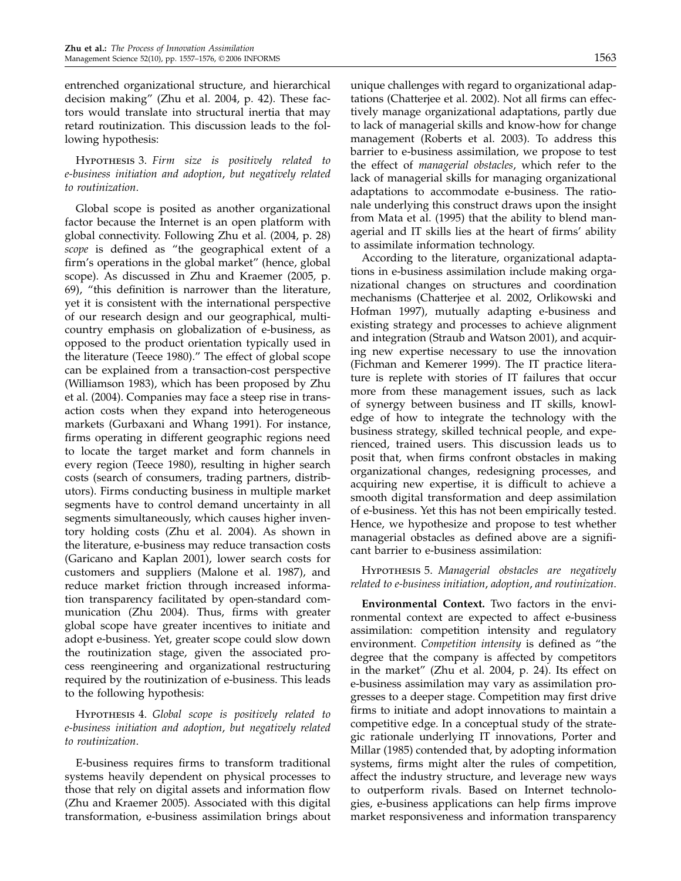entrenched organizational structure, and hierarchical decision making" (Zhu et al. 2004, p. 42). These factors would translate into structural inertia that may retard routinization. This discussion leads to the following hypothesis:

Hypothesis 3. *Firm size is positively related to e-business initiation and adoption, but negatively related to routinization.*

Global scope is posited as another organizational factor because the Internet is an open platform with global connectivity. Following Zhu et al. (2004, p. 28) *scope* is defined as "the geographical extent of a firm's operations in the global market" (hence, global scope). As discussed in Zhu and Kraemer (2005, p. 69), "this definition is narrower than the literature, yet it is consistent with the international perspective of our research design and our geographical, multicountry emphasis on globalization of e-business, as opposed to the product orientation typically used in the literature (Teece 1980)." The effect of global scope can be explained from a transaction-cost perspective (Williamson 1983), which has been proposed by Zhu et al. (2004). Companies may face a steep rise in transaction costs when they expand into heterogeneous markets (Gurbaxani and Whang 1991). For instance, firms operating in different geographic regions need to locate the target market and form channels in every region (Teece 1980), resulting in higher search costs (search of consumers, trading partners, distributors). Firms conducting business in multiple market segments have to control demand uncertainty in all segments simultaneously, which causes higher inventory holding costs (Zhu et al. 2004). As shown in the literature, e-business may reduce transaction costs (Garicano and Kaplan 2001), lower search costs for customers and suppliers (Malone et al. 1987), and reduce market friction through increased information transparency facilitated by open-standard communication (Zhu 2004). Thus, firms with greater global scope have greater incentives to initiate and adopt e-business. Yet, greater scope could slow down the routinization stage, given the associated process reengineering and organizational restructuring required by the routinization of e-business. This leads to the following hypothesis:

Hypothesis 4. *Global scope is positively related to e-business initiation and adoption, but negatively related to routinization.*

E-business requires firms to transform traditional systems heavily dependent on physical processes to those that rely on digital assets and information flow (Zhu and Kraemer 2005). Associated with this digital transformation, e-business assimilation brings about unique challenges with regard to organizational adaptations (Chatterjee et al. 2002). Not all firms can effectively manage organizational adaptations, partly due to lack of managerial skills and know-how for change management (Roberts et al. 2003). To address this barrier to e-business assimilation, we propose to test the effect of *managerial obstacles*, which refer to the lack of managerial skills for managing organizational adaptations to accommodate e-business. The rationale underlying this construct draws upon the insight from Mata et al. (1995) that the ability to blend managerial and IT skills lies at the heart of firms' ability to assimilate information technology.

According to the literature, organizational adaptations in e-business assimilation include making organizational changes on structures and coordination mechanisms (Chatterjee et al. 2002, Orlikowski and Hofman 1997), mutually adapting e-business and existing strategy and processes to achieve alignment and integration (Straub and Watson 2001), and acquiring new expertise necessary to use the innovation (Fichman and Kemerer 1999). The IT practice literature is replete with stories of IT failures that occur more from these management issues, such as lack of synergy between business and IT skills, knowledge of how to integrate the technology with the business strategy, skilled technical people, and experienced, trained users. This discussion leads us to posit that, when firms confront obstacles in making organizational changes, redesigning processes, and acquiring new expertise, it is difficult to achieve a smooth digital transformation and deep assimilation of e-business. Yet this has not been empirically tested. Hence, we hypothesize and propose to test whether managerial obstacles as defined above are a significant barrier to e-business assimilation:

Hypothesis 5. *Managerial obstacles are negatively related to e-business initiation, adoption, and routinization.*

**Environmental Context.** Two factors in the environmental context are expected to affect e-business assimilation: competition intensity and regulatory environment. *Competition intensity* is defined as "the degree that the company is affected by competitors in the market" (Zhu et al. 2004, p. 24). Its effect on e-business assimilation may vary as assimilation progresses to a deeper stage. Competition may first drive firms to initiate and adopt innovations to maintain a competitive edge. In a conceptual study of the strategic rationale underlying IT innovations, Porter and Millar (1985) contended that, by adopting information systems, firms might alter the rules of competition, affect the industry structure, and leverage new ways to outperform rivals. Based on Internet technologies, e-business applications can help firms improve market responsiveness and information transparency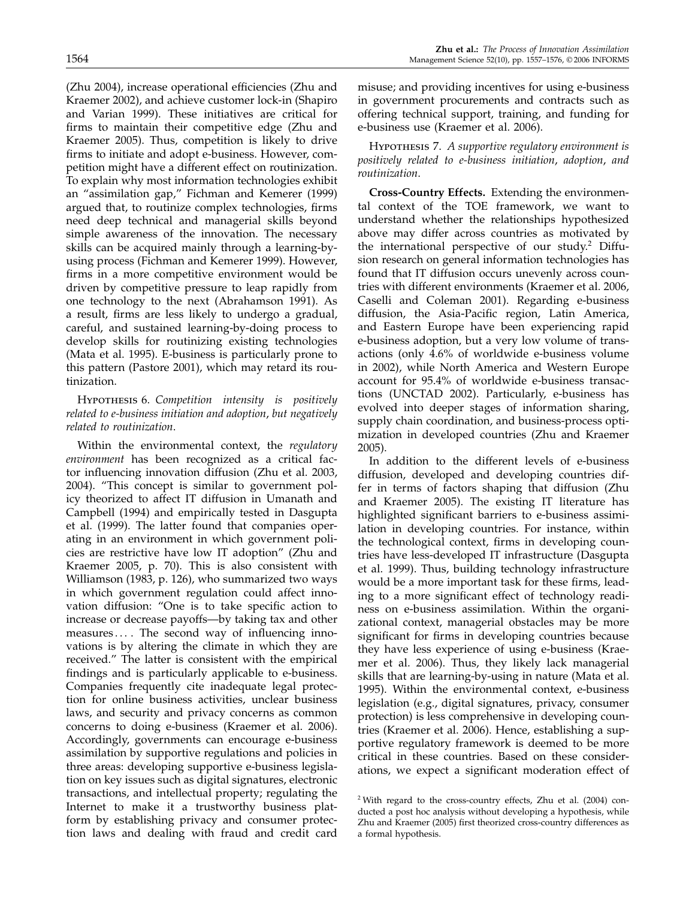(Zhu 2004), increase operational efficiencies (Zhu and Kraemer 2002), and achieve customer lock-in (Shapiro and Varian 1999). These initiatives are critical for firms to maintain their competitive edge (Zhu and Kraemer 2005). Thus, competition is likely to drive firms to initiate and adopt e-business. However, competition might have a different effect on routinization. To explain why most information technologies exhibit an "assimilation gap," Fichman and Kemerer (1999) argued that, to routinize complex technologies, firms need deep technical and managerial skills beyond simple awareness of the innovation. The necessary skills can be acquired mainly through a learning-by-using process (Fichman and Kemerer 1999). However, firms in a more competitive environment would be driven by competitive pressure to leap rapidly from one technology to the next (Abrahamson 1991). As a result, firms are less likely to undergo a gradual, careful, and sustained learning-by-doing process to develop skills for routinizing existing technologies (Mata et al. 1995). E-business is particularly prone to this pattern (Pastore 2001), which may retard its routinization.

Hypothesis 6. *Competition intensity is positively related to e-business initiation and adoption, but negatively related to routinization.*

Within the environmental context, the *regulatory environment* has been recognized as a critical factor influencing innovation diffusion (Zhu et al. 2003, 2004). "This concept is similar to government policy theorized to affect IT diffusion in Umanath and Campbell (1994) and empirically tested in Dasgupta et al. (1999). The latter found that companies operating in an environment in which government policies are restrictive have low IT adoption" (Zhu and Kraemer 2005, p. 70). This is also consistent with Williamson (1983, p. 126), who summarized two ways in which government regulation could affect innovation diffusion: "One is to take specific action to increase or decrease payoffs—by taking tax and other measures.... The second way of influencing innovations is by altering the climate in which they are received." The latter is consistent with the empirical findings and is particularly applicable to e-business. Companies frequently cite inadequate legal protection for online business activities, unclear business laws, and security and privacy concerns as common concerns to doing e-business (Kraemer et al. 2006). Accordingly, governments can encourage e-business assimilation by supportive regulations and policies in three areas: developing supportive e-business legislation on key issues such as digital signatures, electronic transactions, and intellectual property; regulating the Internet to make it a trustworthy business platform by establishing privacy and consumer protection laws and dealing with fraud and credit card misuse; and providing incentives for using e-business in government procurements and contracts such as offering technical support, training, and funding for e-business use (Kraemer et al. 2006).

Hypothesis 7. *A supportive regulatory environment is positively related to e-business initiation, adoption, and routinization.*

**Cross-Country Effects.** Extending the environmental context of the TOE framework, we want to understand whether the relationships hypothesized above may differ across countries as motivated by the international perspective of our study.[2] Diffusion research on general information technologies has found that IT diffusion occurs unevenly across countries with different environments (Kraemer et al. 2006, Caselli and Coleman 2001). Regarding e-business diffusion, the Asia-Pacific region, Latin America, and Eastern Europe have been experiencing rapid e-business adoption, but a very low volume of transactions (only 4.6% of worldwide e-business volume in 2002), while North America and Western Europe account for 95.4% of worldwide e-business transactions (UNCTAD 2002). Particularly, e-business has evolved into deeper stages of information sharing, supply chain coordination, and business-process optimization in developed countries (Zhu and Kraemer 2005).

In addition to the different levels of e-business diffusion, developed and developing countries differ in terms of factors shaping that diffusion (Zhu and Kraemer 2005). The existing IT literature has highlighted significant barriers to e-business assimilation in developing countries. For instance, within the technological context, firms in developing countries have less-developed IT infrastructure (Dasgupta et al. 1999). Thus, building technology infrastructure would be a more important task for these firms, leading to a more significant effect of technology readiness on e-business assimilation. Within the organizational context, managerial obstacles may be more significant for firms in developing countries because they have less experience of using e-business (Kraemer et al. 2006). Thus, they likely lack managerial skills that are learning-by-using in nature (Mata et al. 1995). Within the environmental context, e-business legislation (e.g., digital signatures, privacy, consumer protection) is less comprehensive in developing countries (Kraemer et al. 2006). Hence, establishing a supportive regulatory framework is deemed to be more critical in these countries. Based on these considerations, we expect a significant moderation effect of

[2] With regard to the cross-country effects, Zhu et al. (2004) conducted a post hoc analysis without developing a hypothesis, while Zhu and Kraemer (2005) first theorized cross-country differences as a formal hypothesis.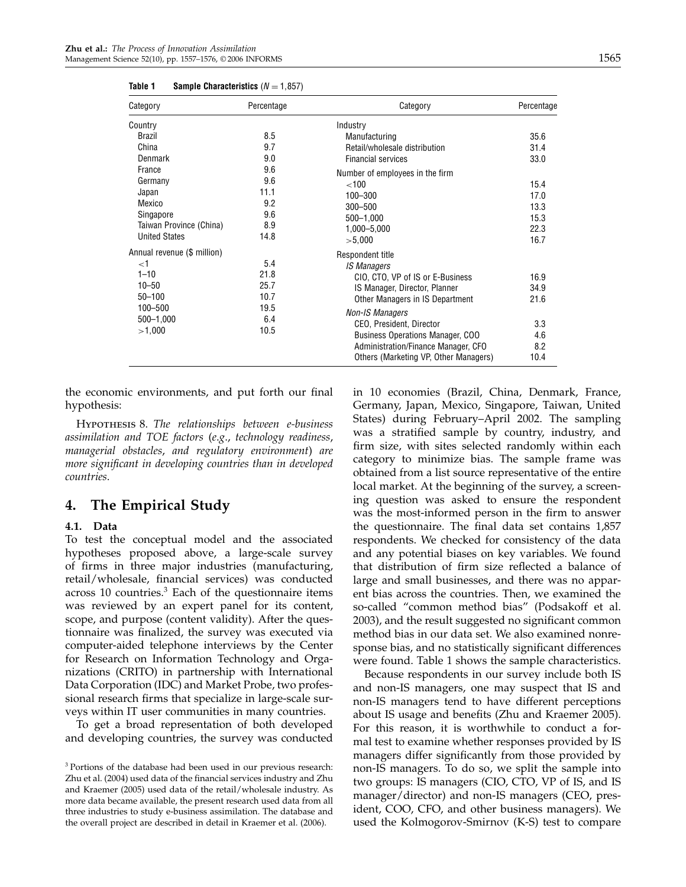**Table 1** **Sample Characteristics** ($N = 1,857$)

| Category | Percentage | Category | Percentage |
|---|---|---|---|
| Country | | Industry | |
| Brazil | 8.5 | Manufacturing | 35.6 |
| China | 9.7 | Retail/wholesale distribution | 31.4 |
| Denmark | 9.0 | Financial services | 33.0 |
| France | 9.6 | Number of employees in the firm | |
| Germany | 9.6 | <100 | 15.4 |
| Japan | 11.1 | 100–300 | 17.0 |
| Mexico | 9.2 | 300–500 | 13.3 |
| Singapore | 9.6 | 500–1,000 | 15.3 |
| Taiwan Province (China) | 8.9 | 1,000–5,000 | 22.3 |
| United States | 14.8 | >5,000 | 16.7 |
| Annual revenue ($ million) | | Respondent title | |
| <1 | 5.4 | *IS Managers* | |
| 1–10 | 21.8 | CIO, CTO, VP of IS or E-Business | 16.9 |
| 10–50 | 25.7 | IS Manager, Director, Planner | 34.9 |
| 50–100 | 10.7 | Other Managers in IS Department | 21.6 |
| 100–500 | 19.5 | *Non-IS Managers* | |
| 500–1,000 | 6.4 | CEO, President, Director | 3.3 |
| >1,000 | 10.5 | Business Operations Manager, COO | 4.6 |
| | | Administration/Finance Manager, CFO | 8.2 |
| | | Others (Marketing VP, Other Managers) | 10.4 |

the economic environments, and put forth our final hypothesis:

Hypothesis 8. *The relationships between e-business assimilation and TOE factors (e.g., technology readiness, managerial obstacles, and regulatory environment) are more significant in developing countries than in developed countries.*

## 4. The Empirical Study

### 4.1. Data

To test the conceptual model and the associated hypotheses proposed above, a large-scale survey of firms in three major industries (manufacturing, retail/wholesale, financial services) was conducted across 10 countries.[3] Each of the questionnaire items was reviewed by an expert panel for its content, scope, and purpose (content validity). After the questionnaire was finalized, the survey was executed via computer-aided telephone interviews by the Center for Research on Information Technology and Organizations (CRITO) in partnership with International Data Corporation (IDC) and Market Probe, two professional research firms that specialize in large-scale surveys within IT user communities in many countries.

To get a broad representation of both developed and developing countries, the survey was conducted in 10 economies (Brazil, China, Denmark, France, Germany, Japan, Mexico, Singapore, Taiwan, United States) during February–April 2002. The sampling was a stratified sample by country, industry, and firm size, with sites selected randomly within each category to minimize bias. The sample frame was obtained from a list source representative of the entire local market. At the beginning of the survey, a screening question was asked to ensure the respondent was the most-informed person in the firm to answer the questionnaire. The final data set contains 1,857 respondents. We checked for consistency of the data and any potential biases on key variables. We found that distribution of firm size reflected a balance of large and small businesses, and there was no apparent bias across the countries. Then, we examined the so-called "common method bias" (Podsakoff et al. 2003), and the result suggested no significant common method bias in our data set. We also examined nonresponse bias, and no statistically significant differences were found. Table 1 shows the sample characteristics.

Because respondents in our survey include both IS and non-IS managers, one may suspect that IS and non-IS managers tend to have different perceptions about IS usage and benefits (Zhu and Kraemer 2005). For this reason, it is worthwhile to conduct a formal test to examine whether responses provided by IS managers differ significantly from those provided by non-IS managers. To do so, we split the sample into two groups: IS managers (CIO, CTO, VP of IS, and IS manager/director) and non-IS managers (CEO, president, COO, CFO, and other business managers). We used the Kolmogorov-Smirnov (K-S) test to compare

[3] Portions of the database had been used in our previous research: Zhu et al. (2004) used data of the financial services industry and Zhu and Kraemer (2005) used data of the retail/wholesale industry. As more data became available, the present research used data from all three industries to study e-business assimilation. The database and the overall project are described in detail in Kraemer et al. (2006).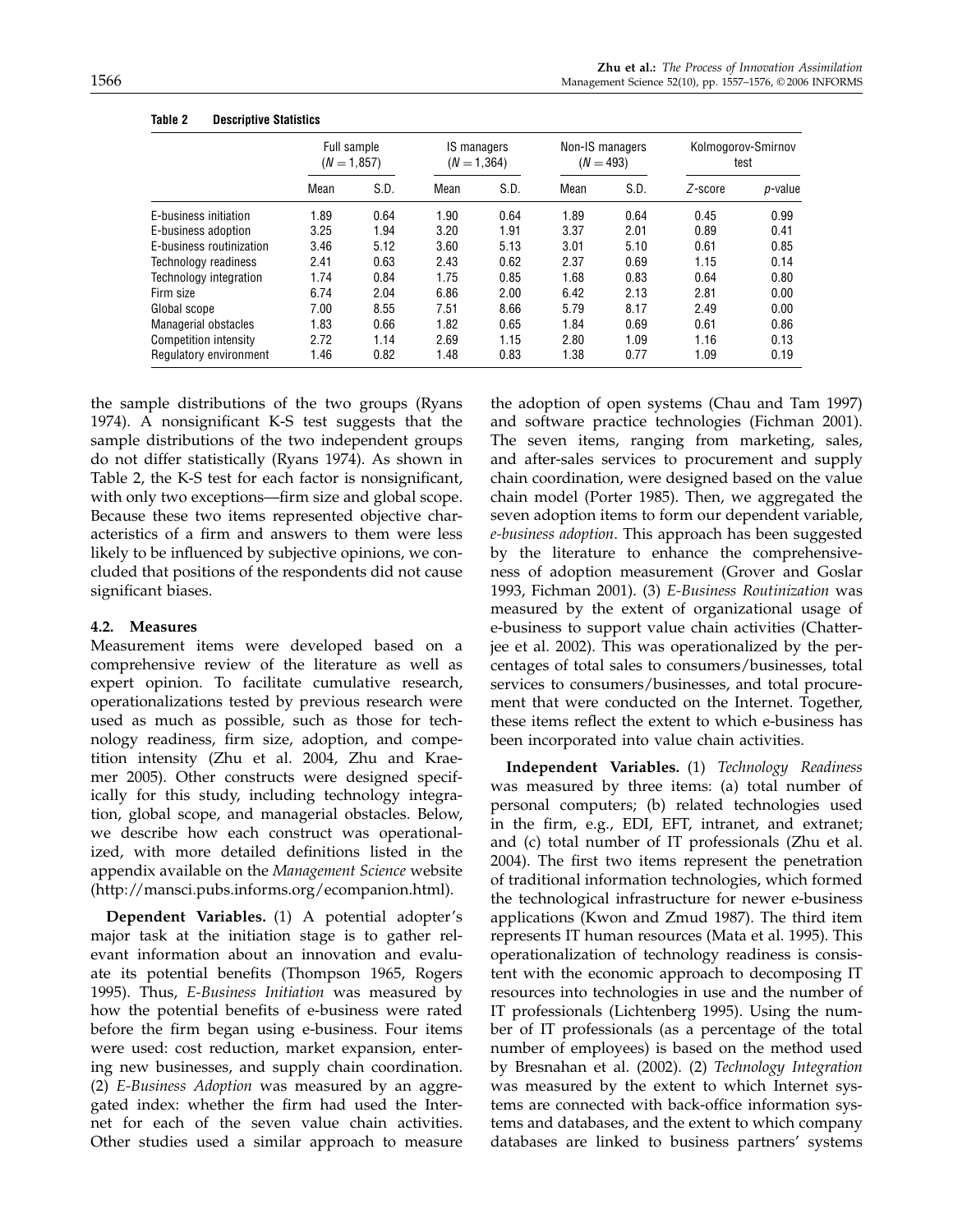**Table 2 Descriptive Statistics**

| | Full sample ($N = 1{,}857$) | | IS managers ($N = 1{,}364$) | | Non-IS managers ($N = 493$) | | Kolmogorov-Smirnov test | |
|---|---|---|---|---|---|---|---|---|
| | Mean | S.D. | Mean | S.D. | Mean | S.D. | *Z*-score | *p*-value |
| E-business initiation | 1.89 | 0.64 | 1.90 | 0.64 | 1.89 | 0.64 | 0.45 | 0.99 |
| E-business adoption | 3.25 | 1.94 | 3.20 | 1.91 | 3.37 | 2.01 | 0.89 | 0.41 |
| E-business routinization | 3.46 | 5.12 | 3.60 | 5.13 | 3.01 | 5.10 | 0.61 | 0.85 |
| Technology readiness | 2.41 | 0.63 | 2.43 | 0.62 | 2.37 | 0.69 | 1.15 | 0.14 |
| Technology integration | 1.74 | 0.84 | 1.75 | 0.85 | 1.68 | 0.83 | 0.64 | 0.80 |
| Firm size | 6.74 | 2.04 | 6.86 | 2.00 | 6.42 | 2.13 | 2.81 | 0.00 |
| Global scope | 7.00 | 8.55 | 7.51 | 8.66 | 5.79 | 8.17 | 2.49 | 0.00 |
| Managerial obstacles | 1.83 | 0.66 | 1.82 | 0.65 | 1.84 | 0.69 | 0.61 | 0.86 |
| Competition intensity | 2.72 | 1.14 | 2.69 | 1.15 | 2.80 | 1.09 | 1.16 | 0.13 |
| Regulatory environment | 1.46 | 0.82 | 1.48 | 0.83 | 1.38 | 0.77 | 1.09 | 0.19 |

the sample distributions of the two groups (Ryans 1974). A nonsignificant K-S test suggests that the sample distributions of the two independent groups do not differ statistically (Ryans 1974). As shown in Table 2, the K-S test for each factor is nonsignificant, with only two exceptions—firm size and global scope. Because these two items represented objective characteristics of a firm and answers to them were less likely to be influenced by subjective opinions, we concluded that positions of the respondents did not cause significant biases.

### 4.2. Measures

Measurement items were developed based on a comprehensive review of the literature as well as expert opinion. To facilitate cumulative research, operationalizations tested by previous research were used as much as possible, such as those for technology readiness, firm size, adoption, and competition intensity (Zhu et al. 2004, Zhu and Kraemer 2005). Other constructs were designed specifically for this study, including technology integration, global scope, and managerial obstacles. Below, we describe how each construct was operationalized, with more detailed definitions listed in the appendix available on the *Management Science* website (http://mansci.pubs.informs.org/ecompanion.html).

**Dependent Variables.** (1) A potential adopter's major task at the initiation stage is to gather relevant information about an innovation and evaluate its potential benefits (Thompson 1965, Rogers 1995). Thus, *E-Business Initiation* was measured by how the potential benefits of e-business were rated before the firm began using e-business. Four items were used: cost reduction, market expansion, entering new businesses, and supply chain coordination. (2) *E-Business Adoption* was measured by an aggregated index: whether the firm had used the Internet for each of the seven value chain activities. Other studies used a similar approach to measure the adoption of open systems (Chau and Tam 1997) and software practice technologies (Fichman 2001). The seven items, ranging from marketing, sales, and after-sales services to procurement and supply chain coordination, were designed based on the value chain model (Porter 1985). Then, we aggregated the seven adoption items to form our dependent variable, *e-business adoption*. This approach has been suggested by the literature to enhance the comprehensiveness of adoption measurement (Grover and Goslar 1993, Fichman 2001). (3) *E-Business Routinization* was measured by the extent of organizational usage of e-business to support value chain activities (Chatterjee et al. 2002). This was operationalized by the percentages of total sales to consumers/businesses, total services to consumers/businesses, and total procurement that were conducted on the Internet. Together, these items reflect the extent to which e-business has been incorporated into value chain activities.

**Independent Variables.** (1) *Technology Readiness* was measured by three items: (a) total number of personal computers; (b) related technologies used in the firm, e.g., EDI, EFT, intranet, and extranet; and (c) total number of IT professionals (Zhu et al. 2004). The first two items represent the penetration of traditional information technologies, which formed the technological infrastructure for newer e-business applications (Kwon and Zmud 1987). The third item represents IT human resources (Mata et al. 1995). This operationalization of technology readiness is consistent with the economic approach to decomposing IT resources into technologies in use and the number of IT professionals (Lichtenberg 1995). Using the number of IT professionals (as a percentage of the total number of employees) is based on the method used by Bresnahan et al. (2002). (2) *Technology Integration* was measured by the extent to which Internet systems are connected with back-office information systems and databases, and the extent to which company databases are linked to business partners' systems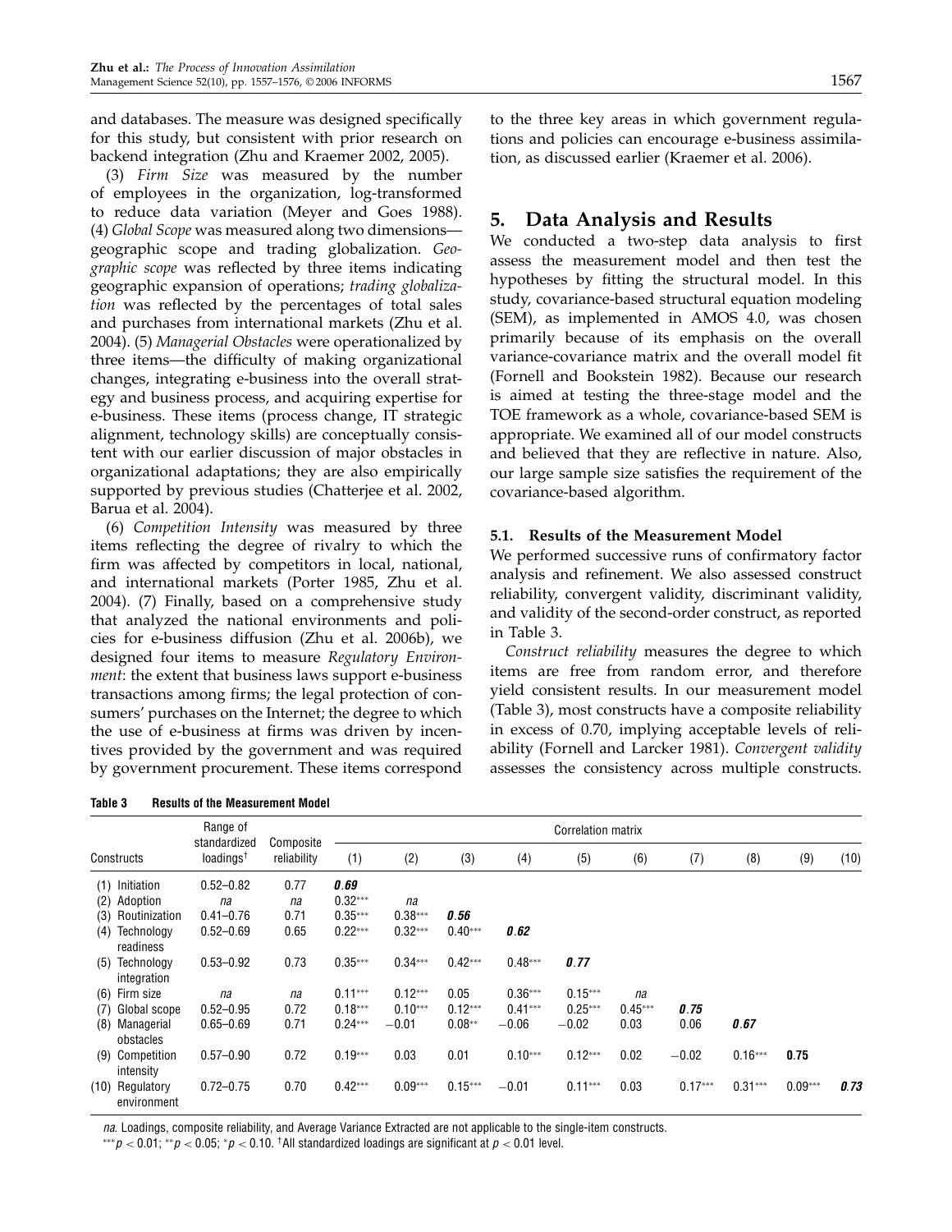and databases. The measure was designed specifically for this study, but consistent with prior research on backend integration (Zhu and Kraemer 2002, 2005).

(3) *Firm Size* was measured by the number of employees in the organization, log-transformed to reduce data variation (Meyer and Goes 1988). (4) *Global Scope* was measured along two dimensions—geographic scope and trading globalization. *Geographic scope* was reflected by three items indicating geographic expansion of operations; *trading globalization* was reflected by the percentages of total sales and purchases from international markets (Zhu et al. 2004). (5) *Managerial Obstacles* were operationalized by three items—the difficulty of making organizational changes, integrating e-business into the overall strategy and business process, and acquiring expertise for e-business. These items (process change, IT strategic alignment, technology skills) are conceptually consistent with our earlier discussion of major obstacles in organizational adaptations; they are also empirically supported by previous studies (Chatterjee et al. 2002, Barua et al. 2004).

(6) *Competition Intensity* was measured by three items reflecting the degree of rivalry to which the firm was affected by competitors in local, national, and international markets (Porter 1985, Zhu et al. 2004). (7) Finally, based on a comprehensive study that analyzed the national environments and policies for e-business diffusion (Zhu et al. 2006b), we designed four items to measure *Regulatory Environment*: the extent that business laws support e-business transactions among firms; the legal protection of consumers' purchases on the Internet; the degree to which the use of e-business at firms was driven by incentives provided by the government and was required by government procurement. These items correspond to the three key areas in which government regulations and policies can encourage e-business assimilation, as discussed earlier (Kraemer et al. 2006).

## 5. Data Analysis and Results

We conducted a two-step data analysis to first assess the measurement model and then test the hypotheses by fitting the structural model. In this study, covariance-based structural equation modeling (SEM), as implemented in AMOS 4.0, was chosen primarily because of its emphasis on the overall variance-covariance matrix and the overall model fit (Fornell and Bookstein 1982). Because our research is aimed at testing the three-stage model and the TOE framework as a whole, covariance-based SEM is appropriate. We examined all of our model constructs and believed that they are reflective in nature. Also, our large sample size satisfies the requirement of the covariance-based algorithm.

### 5.1. Results of the Measurement Model

We performed successive runs of confirmatory factor analysis and refinement. We also assessed construct reliability, convergent validity, discriminant validity, and validity of the second-order construct, as reported in Table 3.

*Construct reliability* measures the degree to which items are free from random error, and therefore yield consistent results. In our measurement model (Table 3), most constructs have a composite reliability in excess of 0.70, implying acceptable levels of reliability (Fornell and Larcker 1981). *Convergent validity* assesses the consistency across multiple constructs.

**Table 3 Results of the Measurement Model**

| Constructs | Range of standardized loadings† | Composite reliability | Correlation matrix (1) | (2) | (3) | (4) | (5) | (6) | (7) | (8) | (9) | (10) |
|---|---|---|---|---|---|---|---|---|---|---|---|---|
| (1) Initiation | 0.52–0.82 | 0.77 | ***0.69*** | | | | | | | | | |
| (2) Adoption | *na* | *na* | 0.32*** | *na* | | | | | | | | |
| (3) Routinization | 0.41–0.76 | 0.71 | 0.35*** | 0.38*** | ***0.56*** | | | | | | | |
| (4) Technology readiness | 0.52–0.69 | 0.65 | 0.22*** | 0.32*** | 0.40*** | ***0.62*** | | | | | | |
| (5) Technology integration | 0.53–0.92 | 0.73 | 0.35*** | 0.34*** | 0.42*** | 0.48*** | ***0.77*** | | | | | |
| (6) Firm size | *na* | *na* | 0.11*** | 0.12*** | 0.05 | 0.36*** | 0.15*** | *na* | | | | |
| (7) Global scope | 0.52–0.95 | 0.72 | 0.18*** | 0.10*** | 0.12*** | 0.41*** | 0.25*** | 0.45*** | ***0.75*** | | | |
| (8) Managerial obstacles | 0.65–0.69 | 0.71 | 0.24*** | −0.01 | 0.08** | −0.06 | −0.02 | 0.03 | 0.06 | ***0.67*** | | |
| (9) Competition intensity | 0.57–0.90 | 0.72 | 0.19*** | 0.03 | 0.01 | 0.10*** | 0.12*** | 0.02 | −0.02 | 0.16*** | **0.75** | |
| (10) Regulatory environment | 0.72–0.75 | 0.70 | 0.42*** | 0.09*** | 0.15*** | −0.01 | 0.11*** | 0.03 | 0.17*** | 0.31*** | 0.09*** | ***0.73*** |

*na*. Loadings, composite reliability, and Average Variance Extracted are not applicable to the single-item constructs.

***$p < 0.01$; **$p < 0.05$; *$p < 0.10$. †All standardized loadings are significant at $p < 0.01$ level.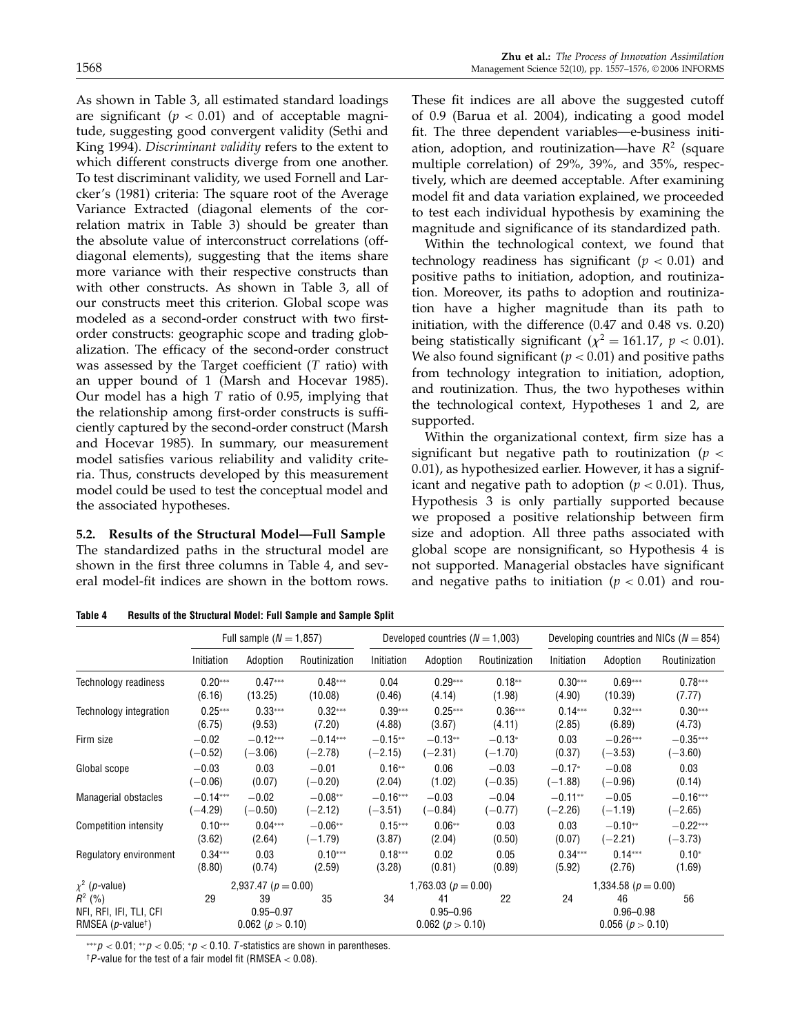As shown in Table 3, all estimated standard loadings are significant ($p < 0.01$) and of acceptable magnitude, suggesting good convergent validity (Sethi and King 1994). *Discriminant validity* refers to the extent to which different constructs diverge from one another. To test discriminant validity, we used Fornell and Larcker's (1981) criteria: The square root of the Average Variance Extracted (diagonal elements of the correlation matrix in Table 3) should be greater than the absolute value of interconstruct correlations (off-diagonal elements), suggesting that the items share more variance with their respective constructs than with other constructs. As shown in Table 3, all of our constructs meet this criterion. Global scope was modeled as a second-order construct with two first-order constructs: geographic scope and trading globalization. The efficacy of the second-order construct was assessed by the Target coefficient ($T$ ratio) with an upper bound of 1 (Marsh and Hocevar 1985). Our model has a high $T$ ratio of 0.95, implying that the relationship among first-order constructs is sufficiently captured by the second-order construct (Marsh and Hocevar 1985). In summary, our measurement model satisfies various reliability and validity criteria. Thus, constructs developed by this measurement model could be used to test the conceptual model and the associated hypotheses.

### 5.2. Results of the Structural Model—Full Sample

The standardized paths in the structural model are shown in the first three columns in Table 4, and several model-fit indices are shown in the bottom rows. These fit indices are all above the suggested cutoff of 0.9 (Barua et al. 2004), indicating a good model fit. The three dependent variables—e-business initiation, adoption, and routinization—have $R^2$ (square multiple correlation) of 29%, 39%, and 35%, respectively, which are deemed acceptable. After examining model fit and data variation explained, we proceeded to test each individual hypothesis by examining the magnitude and significance of its standardized path.

Within the technological context, we found that technology readiness has significant ($p < 0.01$) and positive paths to initiation, adoption, and routinization. Moreover, its paths to adoption and routinization have a higher magnitude than its path to initiation, with the difference (0.47 and 0.48 vs. 0.20) being statistically significant ($\chi^2 = 161.17$, $p < 0.01$). We also found significant ($p < 0.01$) and positive paths from technology integration to initiation, adoption, and routinization. Thus, the two hypotheses within the technological context, Hypotheses 1 and 2, are supported.

Within the organizational context, firm size has a significant but negative path to routinization ($p < 0.01$), as hypothesized earlier. However, it has a significant and negative path to adoption ($p < 0.01$). Thus, Hypothesis 3 is only partially supported because we proposed a positive relationship between firm size and adoption. All three paths associated with global scope are nonsignificant, so Hypothesis 4 is not supported. Managerial obstacles have significant and negative paths to initiation ($p < 0.01$) and rou-

**Table 4 Results of the Structural Model: Full Sample and Sample Split**

| | Full sample ($N = 1{,}857$) | | | Developed countries ($N = 1{,}003$) | | | Developing countries and NICs ($N = 854$) | | |
|---|---|---|---|---|---|---|---|---|---|
| | Initiation | Adoption | Routinization | Initiation | Adoption | Routinization | Initiation | Adoption | Routinization |
| Technology readiness | 0.20*** (6.16) | 0.47*** (13.25) | 0.48*** (10.08) | 0.04 (0.46) | 0.29*** (4.14) | 0.18** (1.98) | 0.30*** (4.90) | 0.69*** (10.39) | 0.78*** (7.77) |
| Technology integration | 0.25*** (6.75) | 0.33*** (9.53) | 0.32*** (7.20) | 0.39*** (4.88) | 0.25*** (3.67) | 0.36*** (4.11) | 0.14*** (2.85) | 0.32*** (6.89) | 0.30*** (4.73) |
| Firm size | −0.02 (−0.52) | −0.12*** (−3.06) | −0.14*** (−2.78) | −0.15** (−2.15) | −0.13** (−2.31) | −0.13* (−1.70) | 0.03 (0.37) | −0.26*** (−3.53) | −0.35*** (−3.60) |
| Global scope | −0.03 (−0.06) | 0.03 (0.07) | −0.01 (−0.20) | 0.16** (2.04) | 0.06 (1.02) | −0.03 (−0.35) | −0.17* (−1.88) | −0.08 (−0.96) | 0.03 (0.14) |
| Managerial obstacles | −0.14*** (−4.29) | −0.02 (−0.50) | −0.08** (−2.12) | −0.16*** (−3.51) | −0.03 (−0.84) | −0.04 (−0.77) | −0.11** (−2.26) | −0.05 (−1.19) | −0.16*** (−2.65) |
| Competition intensity | 0.10*** (3.62) | 0.04*** (2.64) | −0.06** (−1.79) | 0.15*** (3.87) | 0.06** (2.04) | 0.03 (0.50) | 0.03 (0.07) | −0.10** (−2.21) | −0.22*** (−3.73) |
| Regulatory environment | 0.34*** (8.80) | 0.03 (0.74) | 0.10*** (2.59) | 0.18*** (3.28) | 0.02 (0.81) | 0.05 (0.89) | 0.34*** (5.92) | 0.14*** (2.76) | 0.10* (1.69) |
| $\chi^2$ ($p$-value) | 2,937.47 ($p = 0.00$) | | | 1,763.03 ($p = 0.00$) | | | 1,334.58 ($p = 0.00$) | | |
| $R^2$ (%) | 29 | 39 | 35 | 34 | 41 | 22 | 24 | 46 | 56 |
| NFI, RFI, IFI, TLI, CFI | 0.95–0.97 | | | 0.95–0.96 | | | 0.96–0.98 | | |
| RMSEA ($p$-value†) | 0.062 ($p > 0.10$) | | | 0.062 ($p > 0.10$) | | | 0.056 ($p > 0.10$) | | |

***$p < 0.01$; **$p < 0.05$; *$p < 0.10$. $T$-statistics are shown in parentheses.

†$P$-value for the test of a fair model fit (RMSEA $< 0.08$).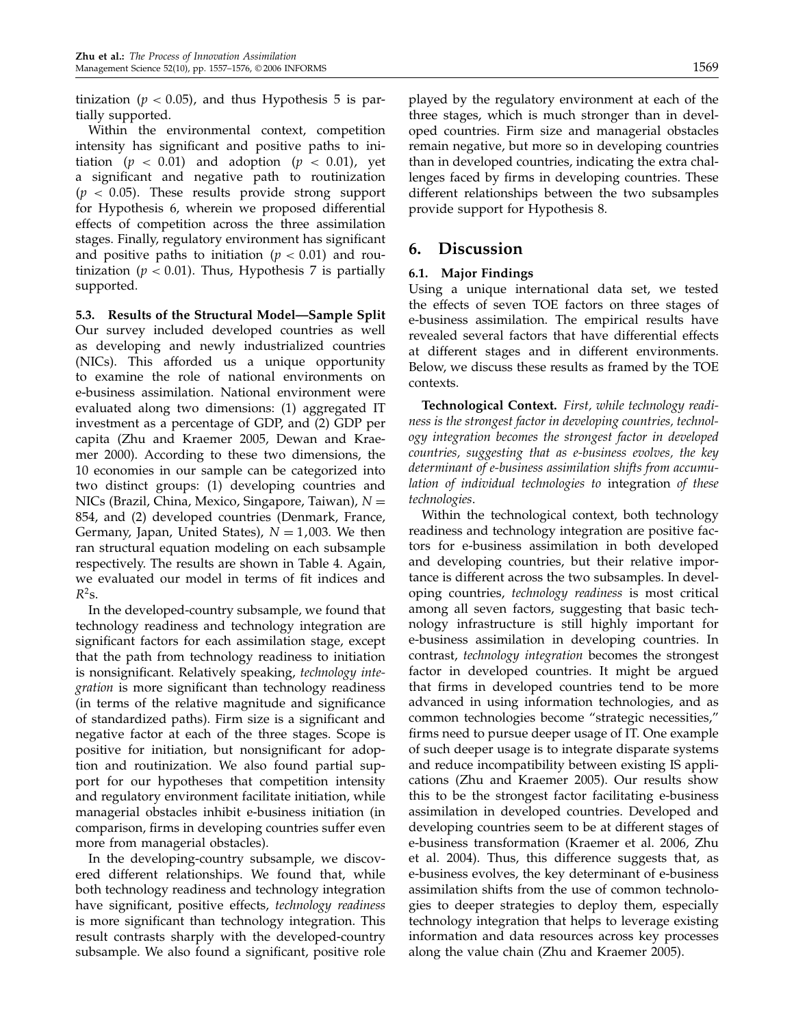tinization ($p < 0.05$), and thus Hypothesis 5 is partially supported.

Within the environmental context, competition intensity has significant and positive paths to initiation ($p < 0.01$) and adoption ($p < 0.01$), yet a significant and negative path to routinization ($p < 0.05$). These results provide strong support for Hypothesis 6, wherein we proposed differential effects of competition across the three assimilation stages. Finally, regulatory environment has significant and positive paths to initiation ($p < 0.01$) and routinization ($p < 0.01$). Thus, Hypothesis 7 is partially supported.

### 5.3. Results of the Structural Model—Sample Split

Our survey included developed countries as well as developing and newly industrialized countries (NICs). This afforded us a unique opportunity to examine the role of national environments on e-business assimilation. National environment were evaluated along two dimensions: (1) aggregated IT investment as a percentage of GDP, and (2) GDP per capita (Zhu and Kraemer 2005, Dewan and Kraemer 2000). According to these two dimensions, the 10 economies in our sample can be categorized into two distinct groups: (1) developing countries and NICs (Brazil, China, Mexico, Singapore, Taiwan), $N = 854$, and (2) developed countries (Denmark, France, Germany, Japan, United States), $N = 1{,}003$. We then ran structural equation modeling on each subsample respectively. The results are shown in Table 4. Again, we evaluated our model in terms of fit indices and $R^2$s.

In the developed-country subsample, we found that technology readiness and technology integration are significant factors for each assimilation stage, except that the path from technology readiness to initiation is nonsignificant. Relatively speaking, *technology integration* is more significant than technology readiness (in terms of the relative magnitude and significance of standardized paths). Firm size is a significant and negative factor at each of the three stages. Scope is positive for initiation, but nonsignificant for adoption and routinization. We also found partial support for our hypotheses that competition intensity and regulatory environment facilitate initiation, while managerial obstacles inhibit e-business initiation (in comparison, firms in developing countries suffer even more from managerial obstacles).

In the developing-country subsample, we discovered different relationships. We found that, while both technology readiness and technology integration have significant, positive effects, *technology readiness* is more significant than technology integration. This result contrasts sharply with the developed-country subsample. We also found a significant, positive role played by the regulatory environment at each of the three stages, which is much stronger than in developed countries. Firm size and managerial obstacles remain negative, but more so in developing countries than in developed countries, indicating the extra challenges faced by firms in developing countries. These different relationships between the two subsamples provide support for Hypothesis 8.

## 6. Discussion

### 6.1. Major Findings

Using a unique international data set, we tested the effects of seven TOE factors on three stages of e-business assimilation. The empirical results have revealed several factors that have differential effects at different stages and in different environments. Below, we discuss these results as framed by the TOE contexts.

**Technological Context.** *First, while technology readiness is the strongest factor in developing countries, technology integration becomes the strongest factor in developed countries, suggesting that as e-business evolves, the key determinant of e-business assimilation shifts from accumulation of individual technologies to* integration *of these technologies*.

Within the technological context, both technology readiness and technology integration are positive factors for e-business assimilation in both developed and developing countries, but their relative importance is different across the two subsamples. In developing countries, *technology readiness* is most critical among all seven factors, suggesting that basic technology infrastructure is still highly important for e-business assimilation in developing countries. In contrast, *technology integration* becomes the strongest factor in developed countries. It might be argued that firms in developed countries tend to be more advanced in using information technologies, and as common technologies become "strategic necessities," firms need to pursue deeper usage of IT. One example of such deeper usage is to integrate disparate systems and reduce incompatibility between existing IS applications (Zhu and Kraemer 2005). Our results show this to be the strongest factor facilitating e-business assimilation in developed countries. Developed and developing countries seem to be at different stages of e-business transformation (Kraemer et al. 2006, Zhu et al. 2004). Thus, this difference suggests that, as e-business evolves, the key determinant of e-business assimilation shifts from the use of common technologies to deeper strategies to deploy them, especially technology integration that helps to leverage existing information and data resources across key processes along the value chain (Zhu and Kraemer 2005).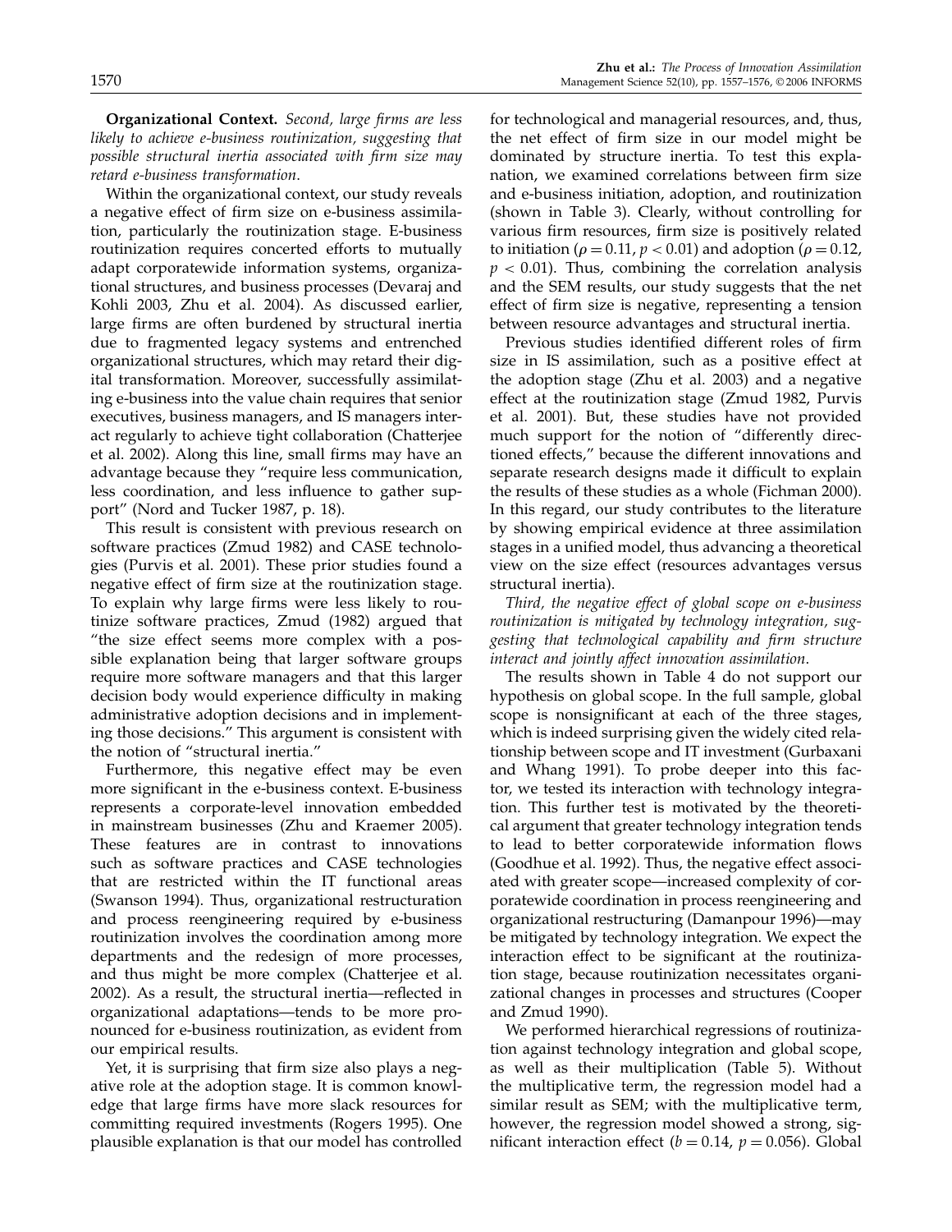**Organizational Context.** *Second, large firms are less likely to achieve e-business routinization, suggesting that possible structural inertia associated with firm size may retard e-business transformation.*

Within the organizational context, our study reveals a negative effect of firm size on e-business assimilation, particularly the routinization stage. E-business routinization requires concerted efforts to mutually adapt corporatewide information systems, organizational structures, and business processes (Devaraj and Kohli 2003, Zhu et al. 2004). As discussed earlier, large firms are often burdened by structural inertia due to fragmented legacy systems and entrenched organizational structures, which may retard their digital transformation. Moreover, successfully assimilating e-business into the value chain requires that senior executives, business managers, and IS managers interact regularly to achieve tight collaboration (Chatterjee et al. 2002). Along this line, small firms may have an advantage because they "require less communication, less coordination, and less influence to gather support" (Nord and Tucker 1987, p. 18).

This result is consistent with previous research on software practices (Zmud 1982) and CASE technologies (Purvis et al. 2001). These prior studies found a negative effect of firm size at the routinization stage. To explain why large firms were less likely to routinize software practices, Zmud (1982) argued that "the size effect seems more complex with a possible explanation being that larger software groups require more software managers and that this larger decision body would experience difficulty in making administrative adoption decisions and in implementing those decisions." This argument is consistent with the notion of "structural inertia."

Furthermore, this negative effect may be even more significant in the e-business context. E-business represents a corporate-level innovation embedded in mainstream businesses (Zhu and Kraemer 2005). These features are in contrast to innovations such as software practices and CASE technologies that are restricted within the IT functional areas (Swanson 1994). Thus, organizational restructuration and process reengineering required by e-business routinization involves the coordination among more departments and the redesign of more processes, and thus might be more complex (Chatterjee et al. 2002). As a result, the structural inertia—reflected in organizational adaptations—tends to be more pronounced for e-business routinization, as evident from our empirical results.

Yet, it is surprising that firm size also plays a negative role at the adoption stage. It is common knowledge that large firms have more slack resources for committing required investments (Rogers 1995). One plausible explanation is that our model has controlled for technological and managerial resources, and, thus, the net effect of firm size in our model might be dominated by structure inertia. To test this explanation, we examined correlations between firm size and e-business initiation, adoption, and routinization (shown in Table 3). Clearly, without controlling for various firm resources, firm size is positively related to initiation ($\rho = 0.11$, $p < 0.01$) and adoption ($\rho = 0.12$, $p < 0.01$). Thus, combining the correlation analysis and the SEM results, our study suggests that the net effect of firm size is negative, representing a tension between resource advantages and structural inertia.

Previous studies identified different roles of firm size in IS assimilation, such as a positive effect at the adoption stage (Zhu et al. 2003) and a negative effect at the routinization stage (Zmud 1982, Purvis et al. 2001). But, these studies have not provided much support for the notion of "differently directioned effects," because the different innovations and separate research designs made it difficult to explain the results of these studies as a whole (Fichman 2000). In this regard, our study contributes to the literature by showing empirical evidence at three assimilation stages in a unified model, thus advancing a theoretical view on the size effect (resources advantages versus structural inertia).

*Third, the negative effect of global scope on e-business routinization is mitigated by technology integration, suggesting that technological capability and firm structure interact and jointly affect innovation assimilation.*

The results shown in Table 4 do not support our hypothesis on global scope. In the full sample, global scope is nonsignificant at each of the three stages, which is indeed surprising given the widely cited relationship between scope and IT investment (Gurbaxani and Whang 1991). To probe deeper into this factor, we tested its interaction with technology integration. This further test is motivated by the theoretical argument that greater technology integration tends to lead to better corporatewide information flows (Goodhue et al. 1992). Thus, the negative effect associated with greater scope—increased complexity of corporatewide coordination in process reengineering and organizational restructuring (Damanpour 1996)—may be mitigated by technology integration. We expect the interaction effect to be significant at the routinization stage, because routinization necessitates organizational changes in processes and structures (Cooper and Zmud 1990).

We performed hierarchical regressions of routinization against technology integration and global scope, as well as their multiplication (Table 5). Without the multiplicative term, the regression model had a similar result as SEM; with the multiplicative term, however, the regression model showed a strong, significant interaction effect ($b = 0.14$, $p = 0.056$). Global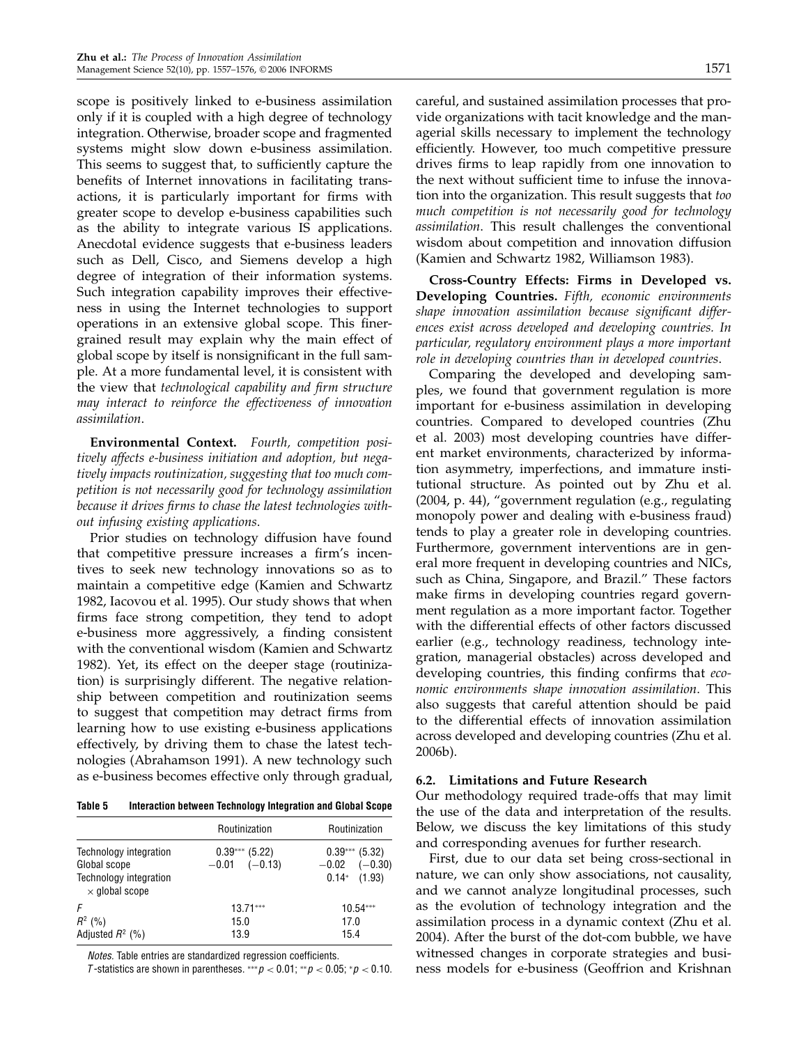scope is positively linked to e-business assimilation only if it is coupled with a high degree of technology integration. Otherwise, broader scope and fragmented systems might slow down e-business assimilation. This seems to suggest that, to sufficiently capture the benefits of Internet innovations in facilitating transactions, it is particularly important for firms with greater scope to develop e-business capabilities such as the ability to integrate various IS applications. Anecdotal evidence suggests that e-business leaders such as Dell, Cisco, and Siemens develop a high degree of integration of their information systems. Such integration capability improves their effectiveness in using the Internet technologies to support operations in an extensive global scope. This finer-grained result may explain why the main effect of global scope by itself is nonsignificant in the full sample. At a more fundamental level, it is consistent with the view that *technological capability and firm structure may interact to reinforce the effectiveness of innovation assimilation*.

**Environmental Context.** *Fourth, competition positively affects e-business initiation and adoption, but negatively impacts routinization, suggesting that too much competition is not necessarily good for technology assimilation because it drives firms to chase the latest technologies without infusing existing applications.*

Prior studies on technology diffusion have found that competitive pressure increases a firm's incentives to seek new technology innovations so as to maintain a competitive edge (Kamien and Schwartz 1982, Iacovou et al. 1995). Our study shows that when firms face strong competition, they tend to adopt e-business more aggressively, a finding consistent with the conventional wisdom (Kamien and Schwartz 1982). Yet, its effect on the deeper stage (routinization) is surprisingly different. The negative relationship between competition and routinization seems to suggest that competition may detract firms from learning how to use existing e-business applications effectively, by driving them to chase the latest technologies (Abrahamson 1991). A new technology such as e-business becomes effective only through gradual, careful, and sustained assimilation processes that provide organizations with tacit knowledge and the managerial skills necessary to implement the technology efficiently. However, too much competitive pressure drives firms to leap rapidly from one innovation to the next without sufficient time to infuse the innovation into the organization. This result suggests that *too much competition is not necessarily good for technology assimilation*. This result challenges the conventional wisdom about competition and innovation diffusion (Kamien and Schwartz 1982, Williamson 1983).

**Table 5 Interaction between Technology Integration and Global Scope**

| | Routinization | Routinization |
|---|---|---|
| Technology integration | 0.39*** (5.22) | 0.39*** (5.32) |
| Global scope | −0.01 (−0.13) | −0.02 (−0.30) |
| Technology integration × global scope | | 0.14* (1.93) |
| $F$ | 13.71*** | 10.54*** |
| $R^2$ (%) | 15.0 | 17.0 |
| Adjusted $R^2$ (%) | 13.9 | 15.4 |

*Notes.* Table entries are standardized regression coefficients.
$T$-statistics are shown in parentheses. *** $p < 0.01$; ** $p < 0.05$; * $p < 0.10$.

**Cross-Country Effects: Firms in Developed vs. Developing Countries.** *Fifth, economic environments shape innovation assimilation because significant differences exist across developed and developing countries. In particular, regulatory environment plays a more important role in developing countries than in developed countries.*

Comparing the developed and developing samples, we found that government regulation is more important for e-business assimilation in developing countries. Compared to developed countries (Zhu et al. 2003) most developing countries have different market environments, characterized by information asymmetry, imperfections, and immature institutional structure. As pointed out by Zhu et al. (2004, p. 44), "government regulation (e.g., regulating monopoly power and dealing with e-business fraud) tends to play a greater role in developing countries. Furthermore, government interventions are in general more frequent in developing countries and NICs, such as China, Singapore, and Brazil." These factors make firms in developing countries regard government regulation as a more important factor. Together with the differential effects of other factors discussed earlier (e.g., technology readiness, technology integration, managerial obstacles) across developed and developing countries, this finding confirms that *economic environments shape innovation assimilation*. This also suggests that careful attention should be paid to the differential effects of innovation assimilation across developed and developing countries (Zhu et al. 2006b).

### 6.2. Limitations and Future Research

Our methodology required trade-offs that may limit the use of the data and interpretation of the results. Below, we discuss the key limitations of this study and corresponding avenues for further research.

First, due to our data set being cross-sectional in nature, we can only show associations, not causality, and we cannot analyze longitudinal processes, such as the evolution of technology integration and the assimilation process in a dynamic context (Zhu et al. 2004). After the burst of the dot-com bubble, we have witnessed changes in corporate strategies and business models for e-business (Geoffrion and Krishnan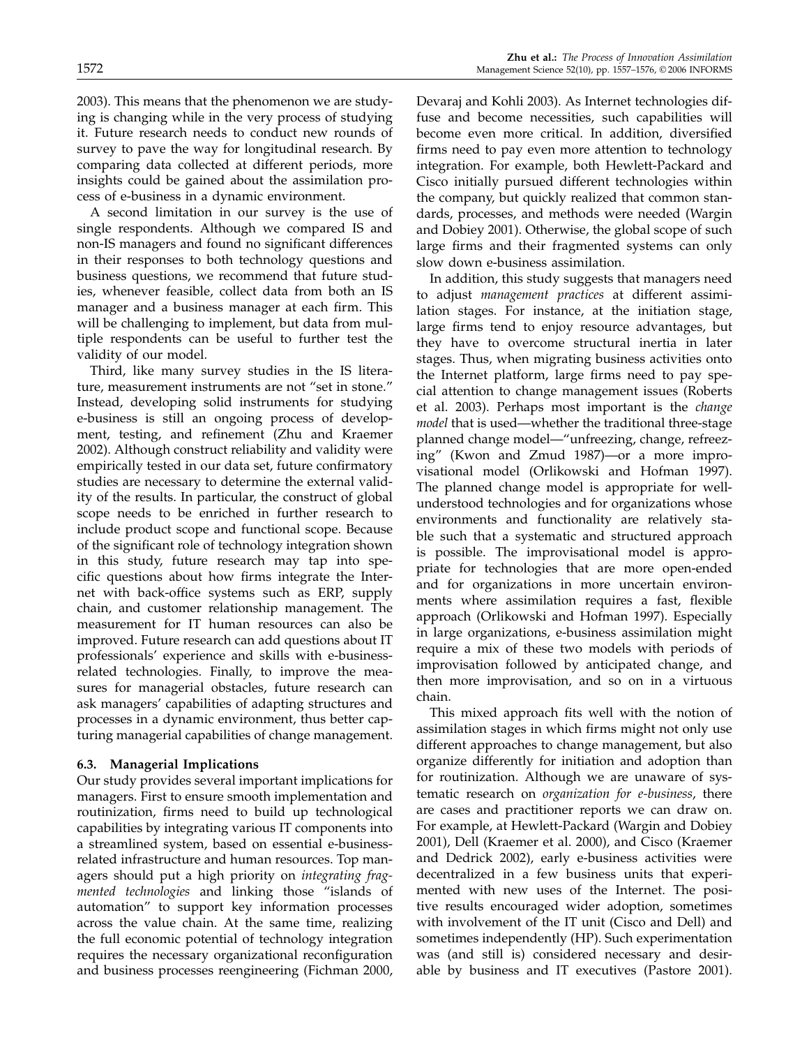2003). This means that the phenomenon we are studying is changing while in the very process of studying it. Future research needs to conduct new rounds of survey to pave the way for longitudinal research. By comparing data collected at different periods, more insights could be gained about the assimilation process of e-business in a dynamic environment.

A second limitation in our survey is the use of single respondents. Although we compared IS and non-IS managers and found no significant differences in their responses to both technology questions and business questions, we recommend that future studies, whenever feasible, collect data from both an IS manager and a business manager at each firm. This will be challenging to implement, but data from multiple respondents can be useful to further test the validity of our model.

Third, like many survey studies in the IS literature, measurement instruments are not "set in stone." Instead, developing solid instruments for studying e-business is still an ongoing process of development, testing, and refinement (Zhu and Kraemer 2002). Although construct reliability and validity were empirically tested in our data set, future confirmatory studies are necessary to determine the external validity of the results. In particular, the construct of global scope needs to be enriched in further research to include product scope and functional scope. Because of the significant role of technology integration shown in this study, future research may tap into specific questions about how firms integrate the Internet with back-office systems such as ERP, supply chain, and customer relationship management. The measurement for IT human resources can also be improved. Future research can add questions about IT professionals' experience and skills with e-business-related technologies. Finally, to improve the measures for managerial obstacles, future research can ask managers' capabilities of adapting structures and processes in a dynamic environment, thus better capturing managerial capabilities of change management.

### 6.3. Managerial Implications

Our study provides several important implications for managers. First to ensure smooth implementation and routinization, firms need to build up technological capabilities by integrating various IT components into a streamlined system, based on essential e-business-related infrastructure and human resources. Top managers should put a high priority on *integrating fragmented technologies* and linking those "islands of automation" to support key information processes across the value chain. At the same time, realizing the full economic potential of technology integration requires the necessary organizational reconfiguration and business processes reengineering (Fichman 2000, Devaraj and Kohli 2003). As Internet technologies diffuse and become necessities, such capabilities will become even more critical. In addition, diversified firms need to pay even more attention to technology integration. For example, both Hewlett-Packard and Cisco initially pursued different technologies within the company, but quickly realized that common standards, processes, and methods were needed (Wargin and Dobiey 2001). Otherwise, the global scope of such large firms and their fragmented systems can only slow down e-business assimilation.

In addition, this study suggests that managers need to adjust *management practices* at different assimilation stages. For instance, at the initiation stage, large firms tend to enjoy resource advantages, but they have to overcome structural inertia in later stages. Thus, when migrating business activities onto the Internet platform, large firms need to pay special attention to change management issues (Roberts et al. 2003). Perhaps most important is the *change model* that is used—whether the traditional three-stage planned change model—"unfreezing, change, refreezing" (Kwon and Zmud 1987)—or a more improvisational model (Orlikowski and Hofman 1997). The planned change model is appropriate for well-understood technologies and for organizations whose environments and functionality are relatively stable such that a systematic and structured approach is possible. The improvisational model is appropriate for technologies that are more open-ended and for organizations in more uncertain environments where assimilation requires a fast, flexible approach (Orlikowski and Hofman 1997). Especially in large organizations, e-business assimilation might require a mix of these two models with periods of improvisation followed by anticipated change, and then more improvisation, and so on in a virtuous chain.

This mixed approach fits well with the notion of assimilation stages in which firms might not only use different approaches to change management, but also organize differently for initiation and adoption than for routinization. Although we are unaware of systematic research on *organization for e-business*, there are cases and practitioner reports we can draw on. For example, at Hewlett-Packard (Wargin and Dobiey 2001), Dell (Kraemer et al. 2000), and Cisco (Kraemer and Dedrick 2002), early e-business activities were decentralized in a few business units that experimented with new uses of the Internet. The positive results encouraged wider adoption, sometimes with involvement of the IT unit (Cisco and Dell) and sometimes independently (HP). Such experimentation was (and still is) considered necessary and desirable by business and IT executives (Pastore 2001).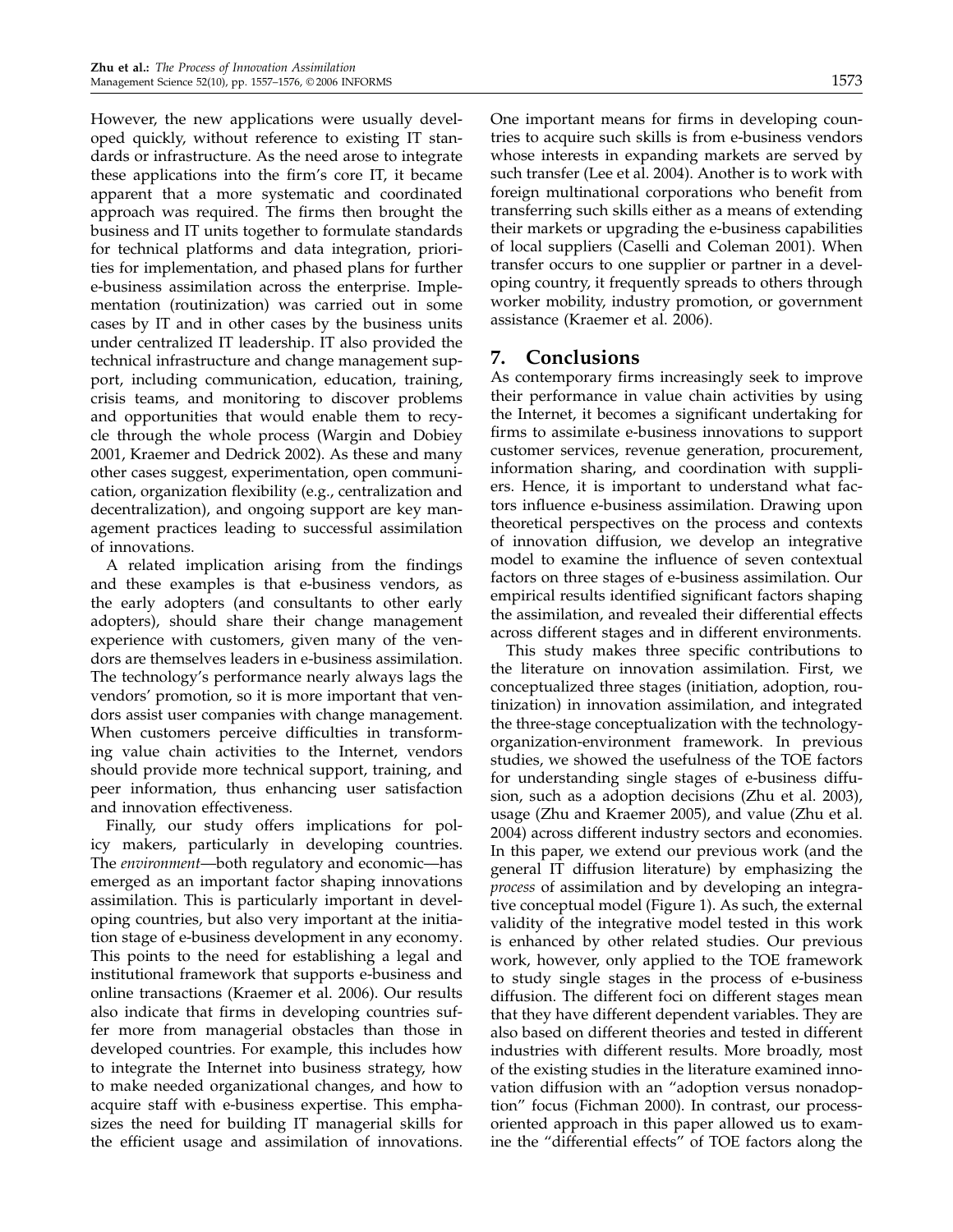However, the new applications were usually developed quickly, without reference to existing IT standards or infrastructure. As the need arose to integrate these applications into the firm's core IT, it became apparent that a more systematic and coordinated approach was required. The firms then brought the business and IT units together to formulate standards for technical platforms and data integration, priorities for implementation, and phased plans for further e-business assimilation across the enterprise. Implementation (routinization) was carried out in some cases by IT and in other cases by the business units under centralized IT leadership. IT also provided the technical infrastructure and change management support, including communication, education, training, crisis teams, and monitoring to discover problems and opportunities that would enable them to recycle through the whole process (Wargin and Dobiey 2001, Kraemer and Dedrick 2002). As these and many other cases suggest, experimentation, open communication, organization flexibility (e.g., centralization and decentralization), and ongoing support are key management practices leading to successful assimilation of innovations.

A related implication arising from the findings and these examples is that e-business vendors, as the early adopters (and consultants to other early adopters), should share their change management experience with customers, given many of the vendors are themselves leaders in e-business assimilation. The technology's performance nearly always lags the vendors' promotion, so it is more important that vendors assist user companies with change management. When customers perceive difficulties in transforming value chain activities to the Internet, vendors should provide more technical support, training, and peer information, thus enhancing user satisfaction and innovation effectiveness.

Finally, our study offers implications for policy makers, particularly in developing countries. The *environment*—both regulatory and economic—has emerged as an important factor shaping innovations assimilation. This is particularly important in developing countries, but also very important at the initiation stage of e-business development in any economy. This points to the need for establishing a legal and institutional framework that supports e-business and online transactions (Kraemer et al. 2006). Our results also indicate that firms in developing countries suffer more from managerial obstacles than those in developed countries. For example, this includes how to integrate the Internet into business strategy, how to make needed organizational changes, and how to acquire staff with e-business expertise. This emphasizes the need for building IT managerial skills for the efficient usage and assimilation of innovations. One important means for firms in developing countries to acquire such skills is from e-business vendors whose interests in expanding markets are served by such transfer (Lee et al. 2004). Another is to work with foreign multinational corporations who benefit from transferring such skills either as a means of extending their markets or upgrading the e-business capabilities of local suppliers (Caselli and Coleman 2001). When transfer occurs to one supplier or partner in a developing country, it frequently spreads to others through worker mobility, industry promotion, or government assistance (Kraemer et al. 2006).

## 7. Conclusions

As contemporary firms increasingly seek to improve their performance in value chain activities by using the Internet, it becomes a significant undertaking for firms to assimilate e-business innovations to support customer services, revenue generation, procurement, information sharing, and coordination with suppliers. Hence, it is important to understand what factors influence e-business assimilation. Drawing upon theoretical perspectives on the process and contexts of innovation diffusion, we develop an integrative model to examine the influence of seven contextual factors on three stages of e-business assimilation. Our empirical results identified significant factors shaping the assimilation, and revealed their differential effects across different stages and in different environments.

This study makes three specific contributions to the literature on innovation assimilation. First, we conceptualized three stages (initiation, adoption, routinization) in innovation assimilation, and integrated the three-stage conceptualization with the technology-organization-environment framework. In previous studies, we showed the usefulness of the TOE factors for understanding single stages of e-business diffusion, such as a adoption decisions (Zhu et al. 2003), usage (Zhu and Kraemer 2005), and value (Zhu et al. 2004) across different industry sectors and economies. In this paper, we extend our previous work (and the general IT diffusion literature) by emphasizing the *process* of assimilation and by developing an integrative conceptual model (Figure 1). As such, the external validity of the integrative model tested in this work is enhanced by other related studies. Our previous work, however, only applied to the TOE framework to study single stages in the process of e-business diffusion. The different foci on different stages mean that they have different dependent variables. They are also based on different theories and tested in different industries with different results. More broadly, most of the existing studies in the literature examined innovation diffusion with an "adoption versus nonadoption" focus (Fichman 2000). In contrast, our process-oriented approach in this paper allowed us to examine the "differential effects" of TOE factors along the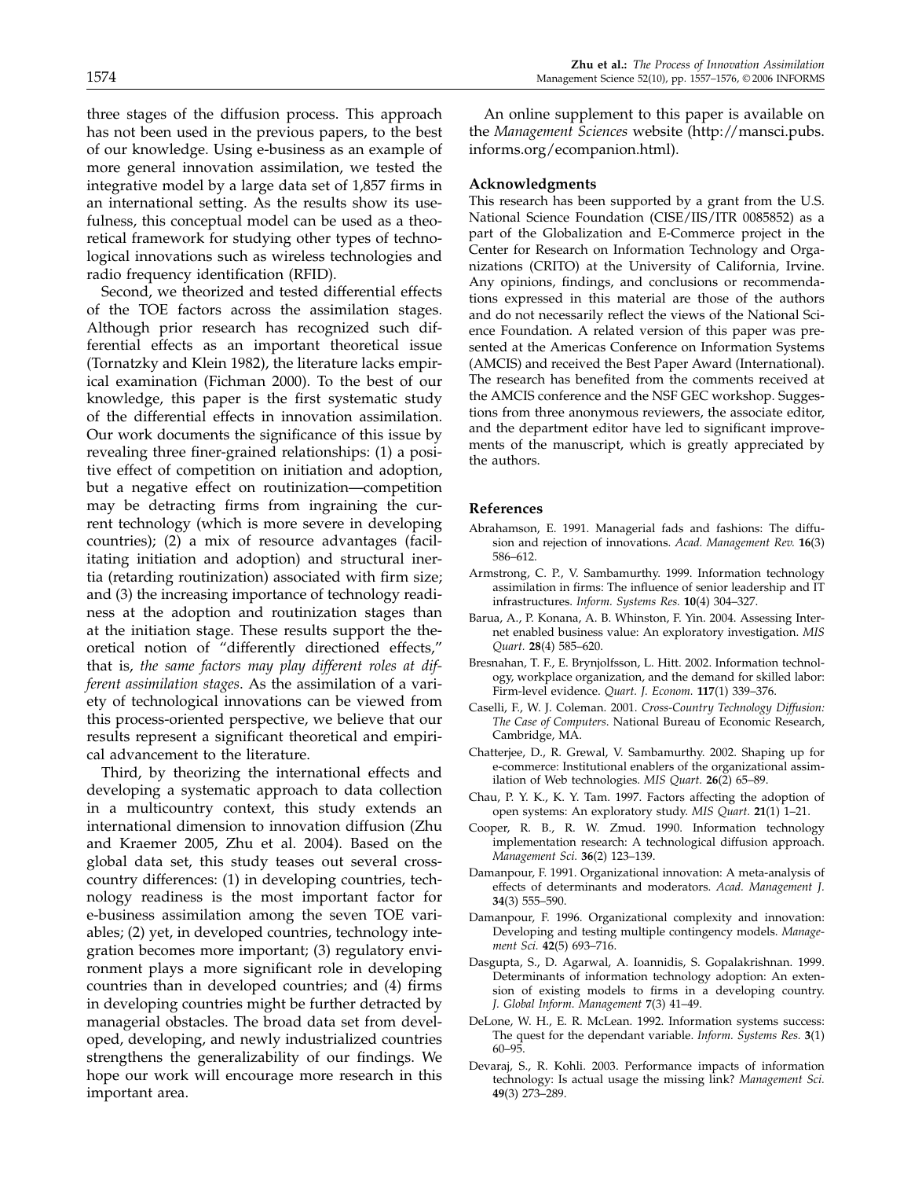three stages of the diffusion process. This approach has not been used in the previous papers, to the best of our knowledge. Using e-business as an example of more general innovation assimilation, we tested the integrative model by a large data set of 1,857 firms in an international setting. As the results show its usefulness, this conceptual model can be used as a theoretical framework for studying other types of technological innovations such as wireless technologies and radio frequency identification (RFID).

Second, we theorized and tested differential effects of the TOE factors across the assimilation stages. Although prior research has recognized such differential effects as an important theoretical issue (Tornatzky and Klein 1982), the literature lacks empirical examination (Fichman 2000). To the best of our knowledge, this paper is the first systematic study of the differential effects in innovation assimilation. Our work documents the significance of this issue by revealing three finer-grained relationships: (1) a positive effect of competition on initiation and adoption, but a negative effect on routinization—competition may be detracting firms from ingraining the current technology (which is more severe in developing countries); (2) a mix of resource advantages (facilitating initiation and adoption) and structural inertia (retarding routinization) associated with firm size; and (3) the increasing importance of technology readiness at the adoption and routinization stages than at the initiation stage. These results support the theoretical notion of "differently directioned effects," that is, *the same factors may play different roles at different assimilation stages*. As the assimilation of a variety of technological innovations can be viewed from this process-oriented perspective, we believe that our results represent a significant theoretical and empirical advancement to the literature.

Third, by theorizing the international effects and developing a systematic approach to data collection in a multicountry context, this study extends an international dimension to innovation diffusion (Zhu and Kraemer 2005, Zhu et al. 2004). Based on the global data set, this study teases out several cross-country differences: (1) in developing countries, technology readiness is the most important factor for e-business assimilation among the seven TOE variables; (2) yet, in developed countries, technology integration becomes more important; (3) regulatory environment plays a more significant role in developing countries than in developed countries; and (4) firms in developing countries might be further detracted by managerial obstacles. The broad data set from developed, developing, and newly industrialized countries strengthens the generalizability of our findings. We hope our work will encourage more research in this important area.

An online supplement to this paper is available on the *Management Sciences* website (http://mansci.pubs.informs.org/ecompanion.html).

### Acknowledgments

This research has been supported by a grant from the U.S. National Science Foundation (CISE/IIS/ITR 0085852) as a part of the Globalization and E-Commerce project in the Center for Research on Information Technology and Organizations (CRITO) at the University of California, Irvine. Any opinions, findings, and conclusions or recommendations expressed in this material are those of the authors and do not necessarily reflect the views of the National Science Foundation. A related version of this paper was presented at the Americas Conference on Information Systems (AMCIS) and received the Best Paper Award (International). The research has benefited from the comments received at the AMCIS conference and the NSF GEC workshop. Suggestions from three anonymous reviewers, the associate editor, and the department editor have led to significant improvements of the manuscript, which is greatly appreciated by the authors.

### References

Abrahamson, E. 1991. Managerial fads and fashions: The diffusion and rejection of innovations. *Acad. Management Rev.* **16**(3) 586–612.

Armstrong, C. P., V. Sambamurthy. 1999. Information technology assimilation in firms: The influence of senior leadership and IT infrastructures. *Inform. Systems Res.* **10**(4) 304–327.

Barua, A., P. Konana, A. B. Whinston, F. Yin. 2004. Assessing Internet enabled business value: An exploratory investigation. *MIS Quart.* **28**(4) 585–620.

Bresnahan, T. F., E. Brynjolfsson, L. Hitt. 2002. Information technology, workplace organization, and the demand for skilled labor: Firm-level evidence. *Quart. J. Econom.* **117**(1) 339–376.

Caselli, F., W. J. Coleman. 2001. *Cross-Country Technology Diffusion: The Case of Computers*. National Bureau of Economic Research, Cambridge, MA.

Chatterjee, D., R. Grewal, V. Sambamurthy. 2002. Shaping up for e-commerce: Institutional enablers of the organizational assimilation of Web technologies. *MIS Quart.* **26**(2) 65–89.

Chau, P. Y. K., K. Y. Tam. 1997. Factors affecting the adoption of open systems: An exploratory study. *MIS Quart.* **21**(1) 1–21.

Cooper, R. B., R. W. Zmud. 1990. Information technology implementation research: A technological diffusion approach. *Management Sci.* **36**(2) 123–139.

Damanpour, F. 1991. Organizational innovation: A meta-analysis of effects of determinants and moderators. *Acad. Management J.* **34**(3) 555–590.

Damanpour, F. 1996. Organizational complexity and innovation: Developing and testing multiple contingency models. *Management Sci.* **42**(5) 693–716.

Dasgupta, S., D. Agarwal, A. Ioannidis, S. Gopalakrishnan. 1999. Determinants of information technology adoption: An extension of existing models to firms in a developing country. *J. Global Inform. Management* **7**(3) 41–49.

DeLone, W. H., E. R. McLean. 1992. Information systems success: The quest for the dependant variable. *Inform. Systems Res.* **3**(1) 60–95.

Devaraj, S., R. Kohli. 2003. Performance impacts of information technology: Is actual usage the missing link? *Management Sci.* **49**(3) 273–289.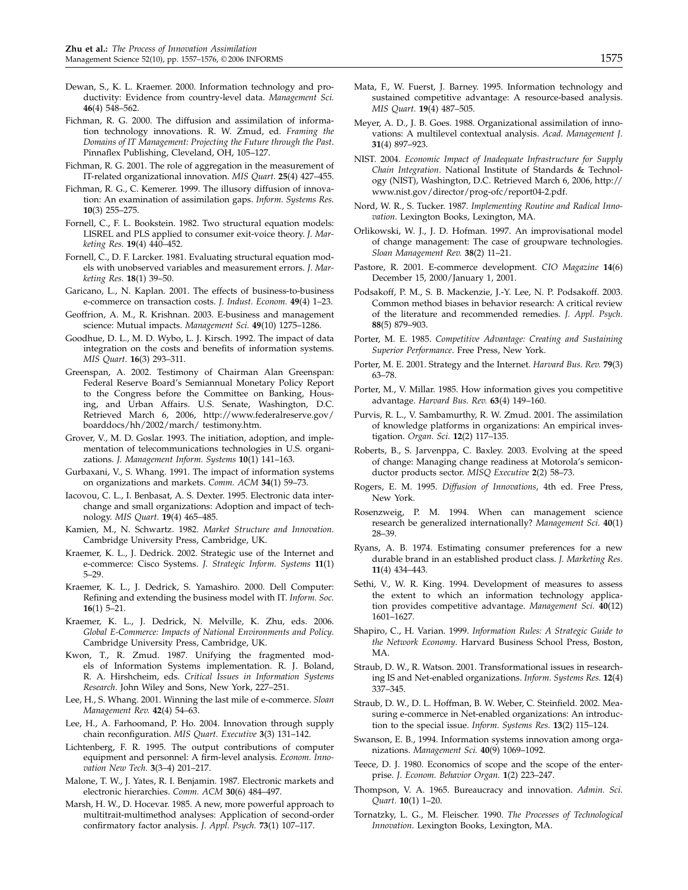Dewan, S., K. L. Kraemer. 2000. Information technology and productivity: Evidence from country-level data. *Management Sci.* **46**(4) 548–562.

Fichman, R. G. 2000. The diffusion and assimilation of information technology innovations. R. W. Zmud, ed. *Framing the Domains of IT Management: Projecting the Future through the Past*. Pinnaflex Publishing, Cleveland, OH, 105–127.

Fichman, R. G. 2001. The role of aggregation in the measurement of IT-related organizational innovation. *MIS Quart.* **25**(4) 427–455.

Fichman, R. G., C. Kemerer. 1999. The illusory diffusion of innovation: An examination of assimilation gaps. *Inform. Systems Res.* **10**(3) 255–275.

Fornell, C., F. L. Bookstein. 1982. Two structural equation models: LISREL and PLS applied to consumer exit-voice theory. *J. Marketing Res.* **19**(4) 440–452.

Fornell, C., D. F. Larcker. 1981. Evaluating structural equation models with unobserved variables and measurement errors. *J. Marketing Res.* **18**(1) 39–50.

Garicano, L., N. Kaplan. 2001. The effects of business-to-business e-commerce on transaction costs. *J. Indust. Econom.* **49**(4) 1–23.

Geoffrion, A. M., R. Krishnan. 2003. E-business and management science: Mutual impacts. *Management Sci.* **49**(10) 1275–1286.

Goodhue, D. L., M. D. Wybo, L. J. Kirsch. 1992. The impact of data integration on the costs and benefits of information systems. *MIS Quart.* **16**(3) 293–311.

Greenspan, A. 2002. Testimony of Chairman Alan Greenspan: Federal Reserve Board's Semiannual Monetary Policy Report to the Congress before the Committee on Banking, Housing, and Urban Affairs. U.S. Senate, Washington, D.C. Retrieved March 6, 2006, http://www.federalreserve.gov/boarddocs/hh/2002/march/ testimony.htm.

Grover, V., M. D. Goslar. 1993. The initiation, adoption, and implementation of telecommunications technologies in U.S. organizations. *J. Management Inform. Systems* **10**(1) 141–163.

Gurbaxani, V., S. Whang. 1991. The impact of information systems on organizations and markets. *Comm. ACM* **34**(1) 59–73.

Iacovou, C. L., I. Benbasat, A. S. Dexter. 1995. Electronic data interchange and small organizations: Adoption and impact of technology. *MIS Quart.* **19**(4) 465–485.

Kamien, M., N. Schwartz. 1982. *Market Structure and Innovation*. Cambridge University Press, Cambridge, UK.

Kraemer, K. L., J. Dedrick. 2002. Strategic use of the Internet and e-commerce: Cisco Systems. *J. Strategic Inform. Systems* **11**(1) 5–29.

Kraemer, K. L., J. Dedrick, S. Yamashiro. 2000. Dell Computer: Refining and extending the business model with IT. *Inform. Soc.* **16**(1) 5–21.

Kraemer, K. L., J. Dedrick, N. Melville, K. Zhu, eds. 2006. *Global E-Commerce: Impacts of National Environments and Policy*. Cambridge University Press, Cambridge, UK.

Kwon, T., R. Zmud. 1987. Unifying the fragmented models of Information Systems implementation. R. J. Boland, R. A. Hirshcheim, eds. *Critical Issues in Information Systems Research*. John Wiley and Sons, New York, 227–251.

Lee, H., S. Whang. 2001. Winning the last mile of e-commerce. *Sloan Management Rev.* **42**(4) 54–63.

Lee, H., A. Farhoomand, P. Ho. 2004. Innovation through supply chain reconfiguration. *MIS Quart. Executive* **3**(3) 131–142.

Lichtenberg, F. R. 1995. The output contributions of computer equipment and personnel: A firm-level analysis. *Econom. Innovation New Tech.* **3**(3–4) 201–217.

Malone, T. W., J. Yates, R. I. Benjamin. 1987. Electronic markets and electronic hierarchies. *Comm. ACM* **30**(6) 484–497.

Marsh, H. W., D. Hocevar. 1985. A new, more powerful approach to multitrait-multimethod analyses: Application of second-order confirmatory factor analysis. *J. Appl. Psych.* **73**(1) 107–117.

Mata, F., W. Fuerst, J. Barney. 1995. Information technology and sustained competitive advantage: A resource-based analysis. *MIS Quart.* **19**(4) 487–505.

Meyer, A. D., J. B. Goes. 1988. Organizational assimilation of innovations: A multilevel contextual analysis. *Acad. Management J.* **31**(4) 897–923.

NIST. 2004. *Economic Impact of Inadequate Infrastructure for Supply Chain Integration*. National Institute of Standards & Technology (NIST), Washington, D.C. Retrieved March 6, 2006, http://www.nist.gov/director/prog-ofc/report04-2.pdf.

Nord, W. R., S. Tucker. 1987. *Implementing Routine and Radical Innovation*. Lexington Books, Lexington, MA.

Orlikowski, W. J., J. D. Hofman. 1997. An improvisational model of change management: The case of groupware technologies. *Sloan Management Rev.* **38**(2) 11–21.

Pastore, R. 2001. E-commerce development. *CIO Magazine* **14**(6) December 15, 2000/January 1, 2001.

Podsakoff, P. M., S. B. Mackenzie, J.-Y. Lee, N. P. Podsakoff. 2003. Common method biases in behavior research: A critical review of the literature and recommended remedies. *J. Appl. Psych.* **88**(5) 879–903.

Porter, M. E. 1985. *Competitive Advantage: Creating and Sustaining Superior Performance*. Free Press, New York.

Porter, M. E. 2001. Strategy and the Internet. *Harvard Bus. Rev.* **79**(3) 63–78.

Porter, M., V. Millar. 1985. How information gives you competitive advantage. *Harvard Bus. Rev.* **63**(4) 149–160.

Purvis, R. L., V. Sambamurthy, R. W. Zmud. 2001. The assimilation of knowledge platforms in organizations: An empirical investigation. *Organ. Sci.* **12**(2) 117–135.

Roberts, B., S. Jarvenppa, C. Baxley. 2003. Evolving at the speed of change: Managing change readiness at Motorola's semiconductor products sector. *MISQ Executive* **2**(2) 58–73.

Rogers, E. M. 1995. *Diffusion of Innovations*, 4th ed. Free Press, New York.

Rosenzweig, P. M. 1994. When can management science research be generalized internationally? *Management Sci.* **40**(1) 28–39.

Ryans, A. B. 1974. Estimating consumer preferences for a new durable brand in an established product class. *J. Marketing Res.* **11**(4) 434–443.

Sethi, V., W. R. King. 1994. Development of measures to assess the extent to which an information technology application provides competitive advantage. *Management Sci.* **40**(12) 1601–1627.

Shapiro, C., H. Varian. 1999. *Information Rules: A Strategic Guide to the Network Economy*. Harvard Business School Press, Boston, MA.

Straub, D. W., R. Watson. 2001. Transformational issues in researching IS and Net-enabled organizations. *Inform. Systems Res.* **12**(4) 337–345.

Straub, D. W., D. L. Hoffman, B. W. Weber, C. Steinfield. 2002. Measuring e-commerce in Net-enabled organizations: An introduction to the special issue. *Inform. Systems Res.* **13**(2) 115–124.

Swanson, E. B., 1994. Information systems innovation among organizations. *Management Sci.* **40**(9) 1069–1092.

Teece, D. J. 1980. Economics of scope and the scope of the enterprise. *J. Econom. Behavior Organ.* **1**(2) 223–247.

Thompson, V. A. 1965. Bureaucracy and innovation. *Admin. Sci. Quart.* **10**(1) 1–20.

Tornatzky, L. G., M. Fleischer. 1990. *The Processes of Technological Innovation*. Lexington Books, Lexington, MA.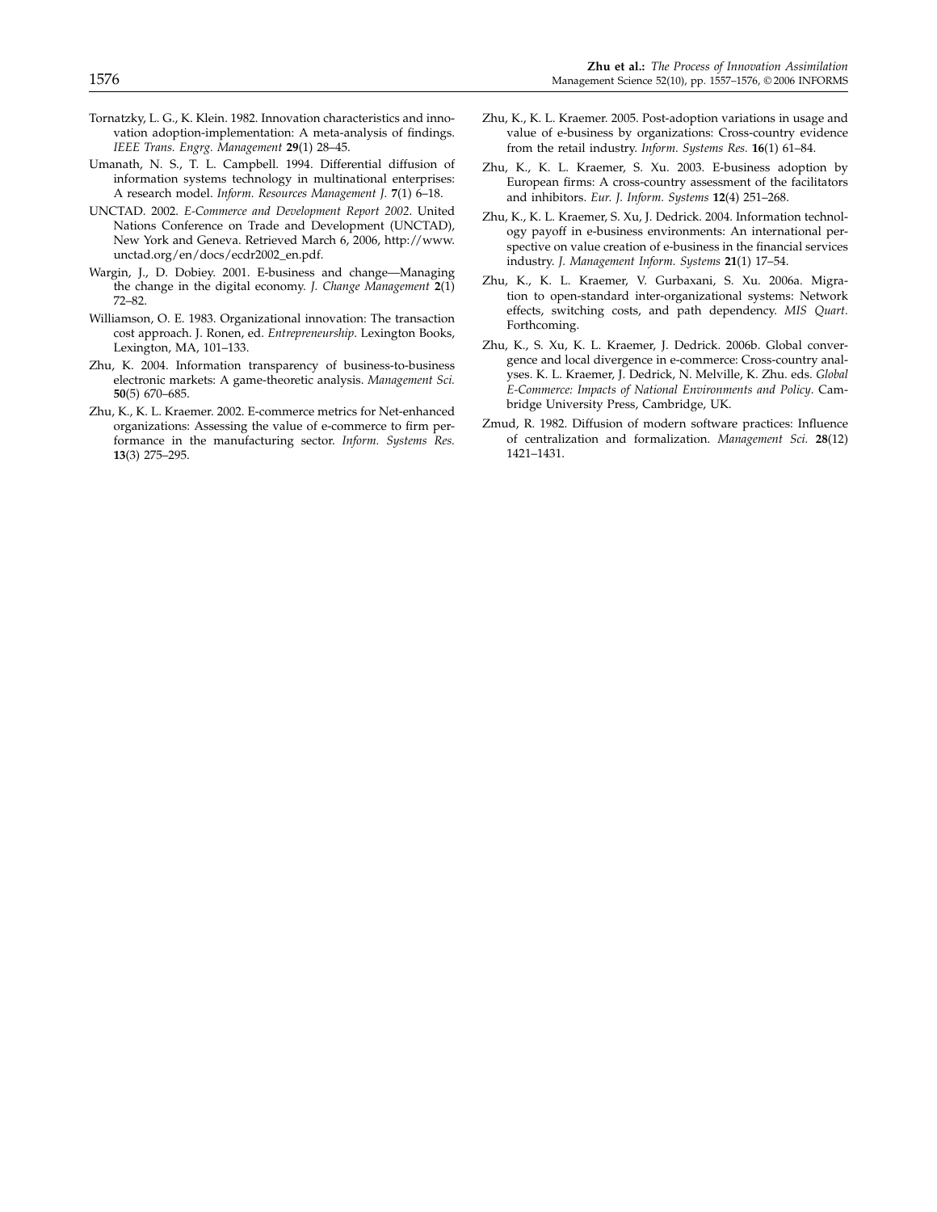Tornatzky, L. G., K. Klein. 1982. Innovation characteristics and innovation adoption-implementation: A meta-analysis of findings. *IEEE Trans. Engrg. Management* **29**(1) 28–45.

Umanath, N. S., T. L. Campbell. 1994. Differential diffusion of information systems technology in multinational enterprises: A research model. *Inform. Resources Management J.* **7**(1) 6–18.

UNCTAD. 2002. *E-Commerce and Development Report 2002*. United Nations Conference on Trade and Development (UNCTAD), New York and Geneva. Retrieved March 6, 2006, http://www.unctad.org/en/docs/ecdr2002_en.pdf.

Wargin, J., D. Dobiey. 2001. E-business and change—Managing the change in the digital economy. *J. Change Management* **2**(1) 72–82.

Williamson, O. E. 1983. Organizational innovation: The transaction cost approach. J. Ronen, ed. *Entrepreneurship*. Lexington Books, Lexington, MA, 101–133.

Zhu, K. 2004. Information transparency of business-to-business electronic markets: A game-theoretic analysis. *Management Sci.* **50**(5) 670–685.

Zhu, K., K. L. Kraemer. 2002. E-commerce metrics for Net-enhanced organizations: Assessing the value of e-commerce to firm performance in the manufacturing sector. *Inform. Systems Res.* **13**(3) 275–295.

Zhu, K., K. L. Kraemer. 2005. Post-adoption variations in usage and value of e-business by organizations: Cross-country evidence from the retail industry. *Inform. Systems Res.* **16**(1) 61–84.

Zhu, K., K. L. Kraemer, S. Xu. 2003. E-business adoption by European firms: A cross-country assessment of the facilitators and inhibitors. *Eur. J. Inform. Systems* **12**(4) 251–268.

Zhu, K., K. L. Kraemer, S. Xu, J. Dedrick. 2004. Information technology payoff in e-business environments: An international perspective on value creation of e-business in the financial services industry. *J. Management Inform. Systems* **21**(1) 17–54.

Zhu, K., K. L. Kraemer, V. Gurbaxani, S. Xu. 2006a. Migration to open-standard inter-organizational systems: Network effects, switching costs, and path dependency. *MIS Quart.* Forthcoming.

Zhu, K., S. Xu, K. L. Kraemer, J. Dedrick. 2006b. Global convergence and local divergence in e-commerce: Cross-country analyses. K. L. Kraemer, J. Dedrick, N. Melville, K. Zhu. eds. *Global E-Commerce: Impacts of National Environments and Policy*. Cambridge University Press, Cambridge, UK.

Zmud, R. 1982. Diffusion of modern software practices: Influence of centralization and formalization. *Management Sci.* **28**(12) 1421–1431.